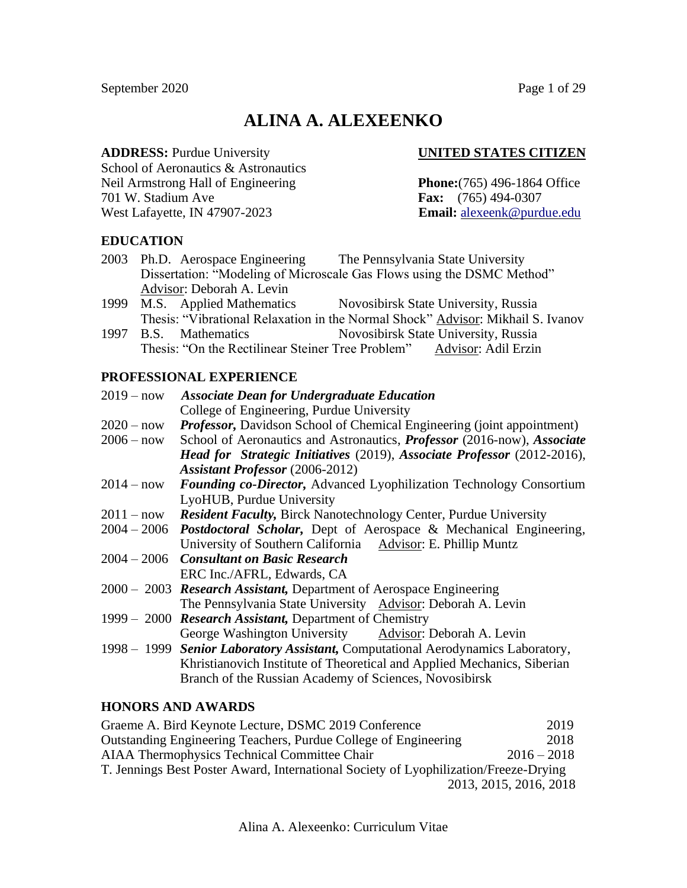# ALINA A. ALEXEENKO

**ADDRESS:** Purdue University
School of Aeronautics & Astronautics
Neil Armstrong Hall of Engineering
701 W. Stadium Ave
West Lafayette, IN 47907-2023

**UNITED STATES CITIZEN**

**Phone:**(765) 496-1864 Office
**Fax:** (765) 494-0307
**Email:** alexeenk@purdue.edu

## EDUCATION

2003 Ph.D. Aerospace Engineering — The Pennsylvania State University
Dissertation: "Modeling of Microscale Gas Flows using the DSMC Method"
Advisor: Deborah A. Levin

1999 M.S. Applied Mathematics — Novosibirsk State University, Russia
Thesis: "Vibrational Relaxation in the Normal Shock" Advisor: Mikhail S. Ivanov

1997 B.S. Mathematics — Novosibirsk State University, Russia
Thesis: "On the Rectilinear Steiner Tree Problem" Advisor: Adil Erzin

## PROFESSIONAL EXPERIENCE

2019 – now ***Associate Dean for Undergraduate Education***
College of Engineering, Purdue University

2020 – now ***Professor,*** Davidson School of Chemical Engineering (joint appointment)

2006 – now School of Aeronautics and Astronautics, ***Professor*** (2016-now), ***Associate Head for Strategic Initiatives*** (2019), ***Associate Professor*** (2012-2016), ***Assistant Professor*** (2006-2012)

2014 – now ***Founding co-Director,*** Advanced Lyophilization Technology Consortium LyoHUB, Purdue University

2011 – now ***Resident Faculty,*** Birck Nanotechnology Center, Purdue University

2004 – 2006 ***Postdoctoral Scholar,*** Dept of Aerospace & Mechanical Engineering, University of Southern California Advisor: E. Phillip Muntz

2004 – 2006 ***Consultant on Basic Research***
ERC Inc./AFRL, Edwards, CA

2000 – 2003 ***Research Assistant,*** Department of Aerospace Engineering
The Pennsylvania State University Advisor: Deborah A. Levin

1999 – 2000 ***Research Assistant,*** Department of Chemistry
George Washington University Advisor: Deborah A. Levin

1998 – 1999 ***Senior Laboratory Assistant,*** Computational Aerodynamics Laboratory, Khristianovich Institute of Theoretical and Applied Mechanics, Siberian Branch of the Russian Academy of Sciences, Novosibirsk

## HONORS AND AWARDS

Graeme A. Bird Keynote Lecture, DSMC 2019 Conference — 2019
Outstanding Engineering Teachers, Purdue College of Engineering — 2018
AIAA Thermophysics Technical Committee Chair — 2016 – 2018
T. Jennings Best Poster Award, International Society of Lyophilization/Freeze-Drying — 2013, 2015, 2016, 2018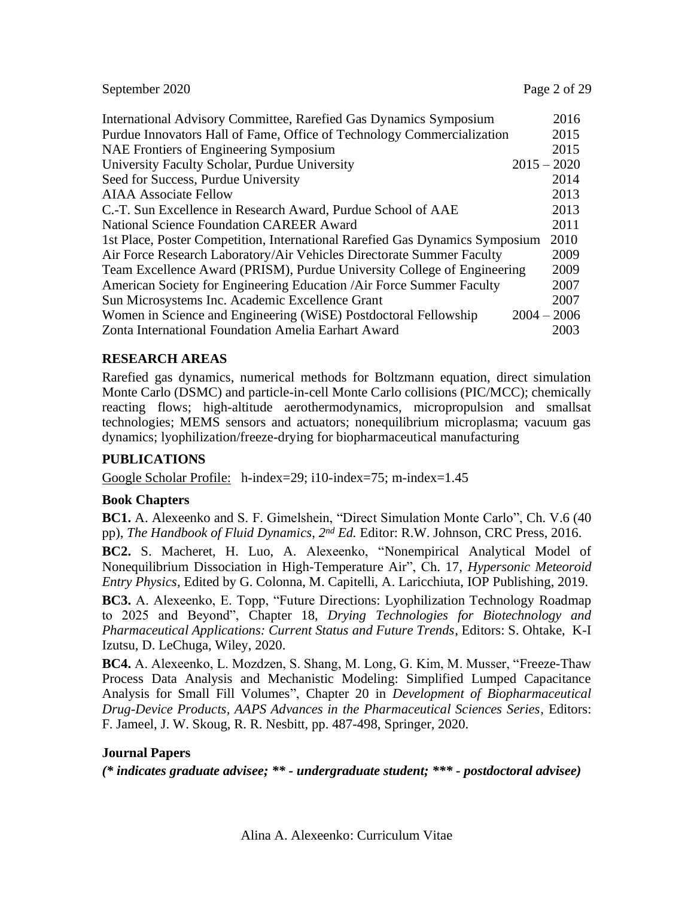| | |
|---|---|
| International Advisory Committee, Rarefied Gas Dynamics Symposium | 2016 |
| Purdue Innovators Hall of Fame, Office of Technology Commercialization | 2015 |
| NAE Frontiers of Engineering Symposium | 2015 |
| University Faculty Scholar, Purdue University | 2015 – 2020 |
| Seed for Success, Purdue University | 2014 |
| AIAA Associate Fellow | 2013 |
| C.-T. Sun Excellence in Research Award, Purdue School of AAE | 2013 |
| National Science Foundation CAREER Award | 2011 |
| 1st Place, Poster Competition, International Rarefied Gas Dynamics Symposium | 2010 |
| Air Force Research Laboratory/Air Vehicles Directorate Summer Faculty | 2009 |
| Team Excellence Award (PRISM), Purdue University College of Engineering | 2009 |
| American Society for Engineering Education /Air Force Summer Faculty | 2007 |
| Sun Microsystems Inc. Academic Excellence Grant | 2007 |
| Women in Science and Engineering (WiSE) Postdoctoral Fellowship | 2004 – 2006 |
| Zonta International Foundation Amelia Earhart Award | 2003 |

## RESEARCH AREAS

Rarefied gas dynamics, numerical methods for Boltzmann equation, direct simulation Monte Carlo (DSMC) and particle-in-cell Monte Carlo collisions (PIC/MCC); chemically reacting flows; high-altitude aerothermodynamics, micropropulsion and smallsat technologies; MEMS sensors and actuators; nonequilibrium microplasma; vacuum gas dynamics; lyophilization/freeze-drying for biopharmaceutical manufacturing

## PUBLICATIONS

Google Scholar Profile: h-index=29; i10-index=75; m-index=1.45

### Book Chapters

**BC1.** A. Alexeenko and S. F. Gimelshein, "Direct Simulation Monte Carlo", Ch. V.6 (40 pp), *The Handbook of Fluid Dynamics, 2nd Ed.* Editor: R.W. Johnson, CRC Press, 2016.

**BC2.** S. Macheret, H. Luo, A. Alexeenko, "Nonempirical Analytical Model of Nonequilibrium Dissociation in High-Temperature Air", Ch. 17, *Hypersonic Meteoroid Entry Physics*, Edited by G. Colonna, M. Capitelli, A. Laricchiuta, IOP Publishing, 2019.

**BC3.** A. Alexeenko, E. Topp, "Future Directions: Lyophilization Technology Roadmap to 2025 and Beyond", Chapter 18, *Drying Technologies for Biotechnology and Pharmaceutical Applications: Current Status and Future Trends*, Editors: S. Ohtake, K-I Izutsu, D. LeChuga, Wiley, 2020.

**BC4.** A. Alexeenko, L. Mozdzen, S. Shang, M. Long, G. Kim, M. Musser, "Freeze-Thaw Process Data Analysis and Mechanistic Modeling: Simplified Lumped Capacitance Analysis for Small Fill Volumes", Chapter 20 in *Development of Biopharmaceutical Drug-Device Products, AAPS Advances in the Pharmaceutical Sciences Series*, Editors: F. Jameel, J. W. Skoug, R. R. Nesbitt, pp. 487-498, Springer, 2020.

### Journal Papers

***(\* indicates graduate advisee; \*\* - undergraduate student; \*\*\* - postdoctoral advisee)***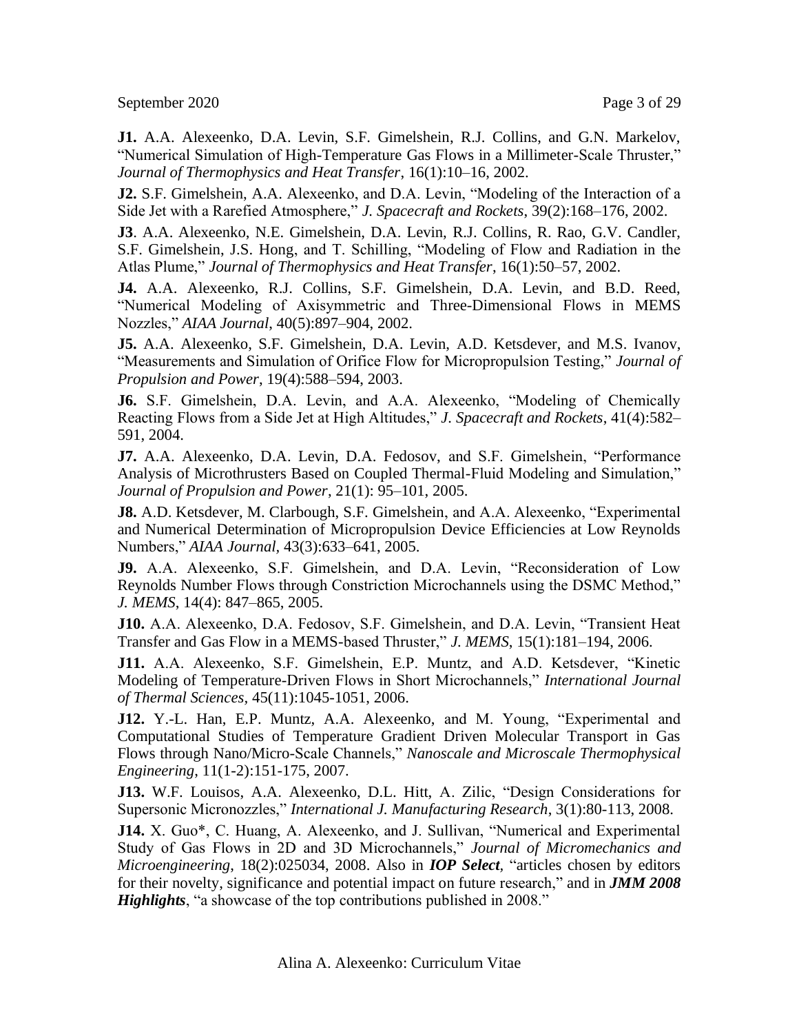**J1.** A.A. Alexeenko, D.A. Levin, S.F. Gimelshein, R.J. Collins, and G.N. Markelov, "Numerical Simulation of High-Temperature Gas Flows in a Millimeter-Scale Thruster," *Journal of Thermophysics and Heat Transfer*, 16(1):10–16, 2002.

**J2.** S.F. Gimelshein, A.A. Alexeenko, and D.A. Levin, "Modeling of the Interaction of a Side Jet with a Rarefied Atmosphere," *J. Spacecraft and Rockets*, 39(2):168–176, 2002.

**J3**. A.A. Alexeenko, N.E. Gimelshein, D.A. Levin, R.J. Collins, R. Rao, G.V. Candler, S.F. Gimelshein, J.S. Hong, and T. Schilling, "Modeling of Flow and Radiation in the Atlas Plume," *Journal of Thermophysics and Heat Transfer*, 16(1):50–57, 2002.

**J4.** A.A. Alexeenko, R.J. Collins, S.F. Gimelshein, D.A. Levin, and B.D. Reed, "Numerical Modeling of Axisymmetric and Three-Dimensional Flows in MEMS Nozzles," *AIAA Journal*, 40(5):897–904, 2002.

**J5.** A.A. Alexeenko, S.F. Gimelshein, D.A. Levin, A.D. Ketsdever, and M.S. Ivanov, "Measurements and Simulation of Orifice Flow for Micropropulsion Testing," *Journal of Propulsion and Power*, 19(4):588–594, 2003.

**J6.** S.F. Gimelshein, D.A. Levin, and A.A. Alexeenko, "Modeling of Chemically Reacting Flows from a Side Jet at High Altitudes," *J. Spacecraft and Rockets*, 41(4):582–591, 2004.

**J7.** A.A. Alexeenko, D.A. Levin, D.A. Fedosov, and S.F. Gimelshein, "Performance Analysis of Microthrusters Based on Coupled Thermal-Fluid Modeling and Simulation," *Journal of Propulsion and Power*, 21(1): 95–101, 2005.

**J8.** A.D. Ketsdever, M. Clarbough, S.F. Gimelshein, and A.A. Alexeenko, "Experimental and Numerical Determination of Micropropulsion Device Efficiencies at Low Reynolds Numbers," *AIAA Journal*, 43(3):633–641, 2005.

**J9.** A.A. Alexeenko, S.F. Gimelshein, and D.A. Levin, "Reconsideration of Low Reynolds Number Flows through Constriction Microchannels using the DSMC Method," *J. MEMS*, 14(4): 847–865, 2005.

**J10.** A.A. Alexeenko, D.A. Fedosov, S.F. Gimelshein, and D.A. Levin, "Transient Heat Transfer and Gas Flow in a MEMS-based Thruster," *J. MEMS*, 15(1):181–194, 2006.

**J11.** A.A. Alexeenko, S.F. Gimelshein, E.P. Muntz, and A.D. Ketsdever, "Kinetic Modeling of Temperature-Driven Flows in Short Microchannels," *International Journal of Thermal Sciences*, 45(11):1045-1051, 2006.

**J12.** Y.-L. Han, E.P. Muntz, A.A. Alexeenko, and M. Young, "Experimental and Computational Studies of Temperature Gradient Driven Molecular Transport in Gas Flows through Nano/Micro-Scale Channels," *Nanoscale and Microscale Thermophysical Engineering*, 11(1-2):151-175, 2007.

**J13.** W.F. Louisos, A.A. Alexeenko, D.L. Hitt, A. Zilic, "Design Considerations for Supersonic Micronozzles," *International J. Manufacturing Research*, 3(1):80-113, 2008.

**J14.** X. Guo*, C. Huang, A. Alexeenko, and J. Sullivan, "Numerical and Experimental Study of Gas Flows in 2D and 3D Microchannels," *Journal of Micromechanics and Microengineering*, 18(2):025034, 2008. Also in ***IOP Select***, "articles chosen by editors for their novelty, significance and potential impact on future research," and in ***JMM 2008 Highlights***, "a showcase of the top contributions published in 2008."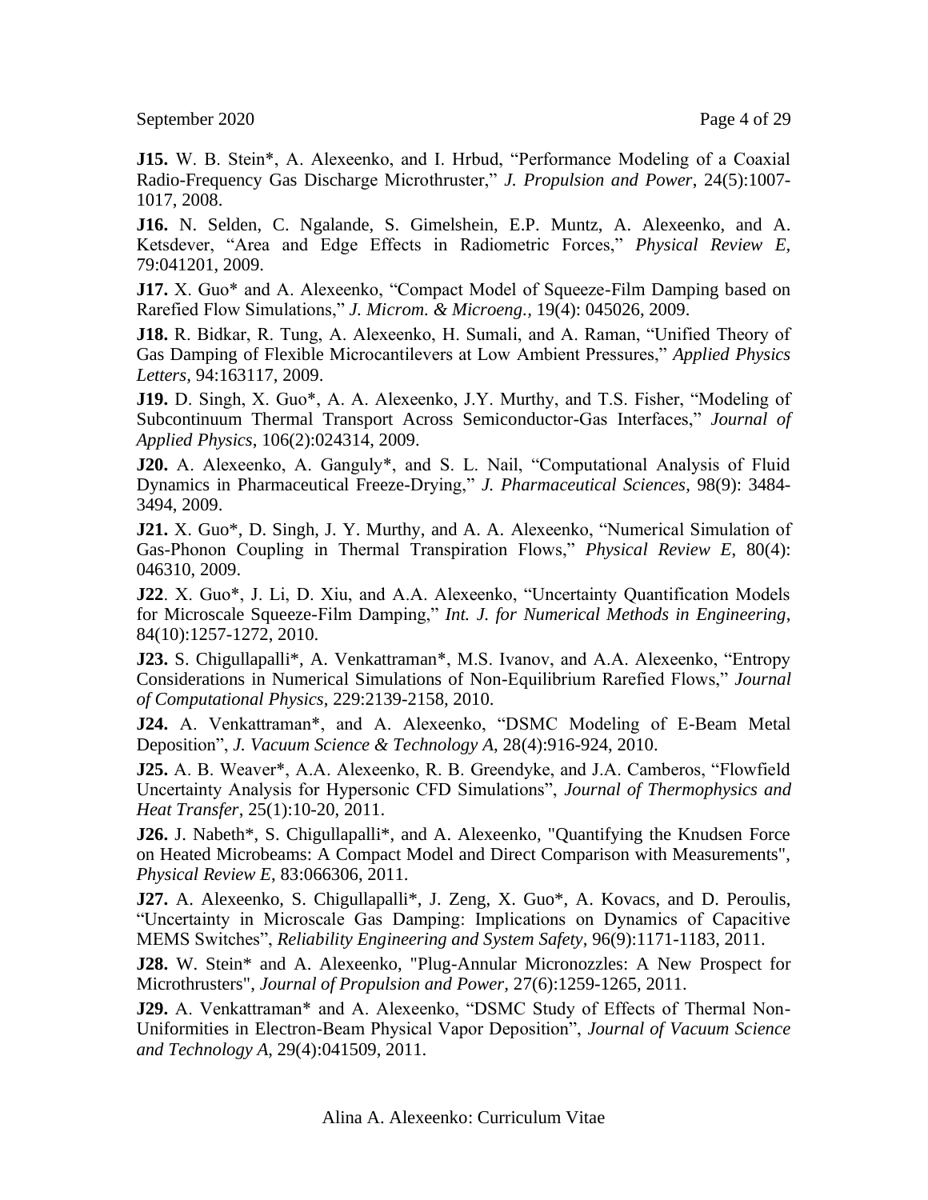**J15.** W. B. Stein*, A. Alexeenko, and I. Hrbud, "Performance Modeling of a Coaxial Radio-Frequency Gas Discharge Microthruster," *J. Propulsion and Power*, 24(5):1007-1017, 2008.

**J16.** N. Selden, C. Ngalande, S. Gimelshein, E.P. Muntz, A. Alexeenko, and A. Ketsdever, "Area and Edge Effects in Radiometric Forces," *Physical Review E,* 79:041201, 2009.

**J17.** X. Guo* and A. Alexeenko, "Compact Model of Squeeze-Film Damping based on Rarefied Flow Simulations," *J. Microm. & Microeng.,* 19(4): 045026, 2009.

**J18.** R. Bidkar, R. Tung, A. Alexeenko, H. Sumali, and A. Raman, "Unified Theory of Gas Damping of Flexible Microcantilevers at Low Ambient Pressures," *Applied Physics Letters*, 94:163117, 2009.

**J19.** D. Singh, X. Guo*, A. A. Alexeenko, J.Y. Murthy, and T.S. Fisher, "Modeling of Subcontinuum Thermal Transport Across Semiconductor-Gas Interfaces," *Journal of Applied Physics*, 106(2):024314, 2009.

**J20.** A. Alexeenko, A. Ganguly*, and S. L. Nail, "Computational Analysis of Fluid Dynamics in Pharmaceutical Freeze-Drying," *J. Pharmaceutical Sciences*, 98(9): 3484-3494, 2009.

**J21.** X. Guo*, D. Singh, J. Y. Murthy, and A. A. Alexeenko, "Numerical Simulation of Gas-Phonon Coupling in Thermal Transpiration Flows," *Physical Review E*, 80(4): 046310, 2009.

**J22**. X. Guo*, J. Li, D. Xiu, and A.A. Alexeenko, "Uncertainty Quantification Models for Microscale Squeeze-Film Damping," *Int. J. for Numerical Methods in Engineering*, 84(10):1257-1272, 2010.

**J23.** S. Chigullapalli*, A. Venkattraman*, M.S. Ivanov, and A.A. Alexeenko, "Entropy Considerations in Numerical Simulations of Non-Equilibrium Rarefied Flows," *Journal of Computational Physics*, 229:2139-2158, 2010.

**J24.** A. Venkattraman*, and A. Alexeenko, "DSMC Modeling of E-Beam Metal Deposition", *J. Vacuum Science & Technology A*, 28(4):916-924, 2010.

**J25.** A. B. Weaver*, A.A. Alexeenko, R. B. Greendyke, and J.A. Camberos, "Flowfield Uncertainty Analysis for Hypersonic CFD Simulations", *Journal of Thermophysics and Heat Transfer*, 25(1):10-20, 2011.

**J26.** J. Nabeth*, S. Chigullapalli*, and A. Alexeenko, "Quantifying the Knudsen Force on Heated Microbeams: A Compact Model and Direct Comparison with Measurements", *Physical Review E*, 83:066306, 2011.

**J27.** A. Alexeenko, S. Chigullapalli*, J. Zeng, X. Guo*, A. Kovacs, and D. Peroulis, "Uncertainty in Microscale Gas Damping: Implications on Dynamics of Capacitive MEMS Switches", *Reliability Engineering and System Safety*, 96(9):1171-1183, 2011.

**J28.** W. Stein* and A. Alexeenko, "Plug-Annular Micronozzles: A New Prospect for Microthrusters", *Journal of Propulsion and Power,* 27(6):1259-1265, 2011.

**J29.** A. Venkattraman* and A. Alexeenko, "DSMC Study of Effects of Thermal Non-Uniformities in Electron-Beam Physical Vapor Deposition", *Journal of Vacuum Science and Technology A*, 29(4):041509, 2011.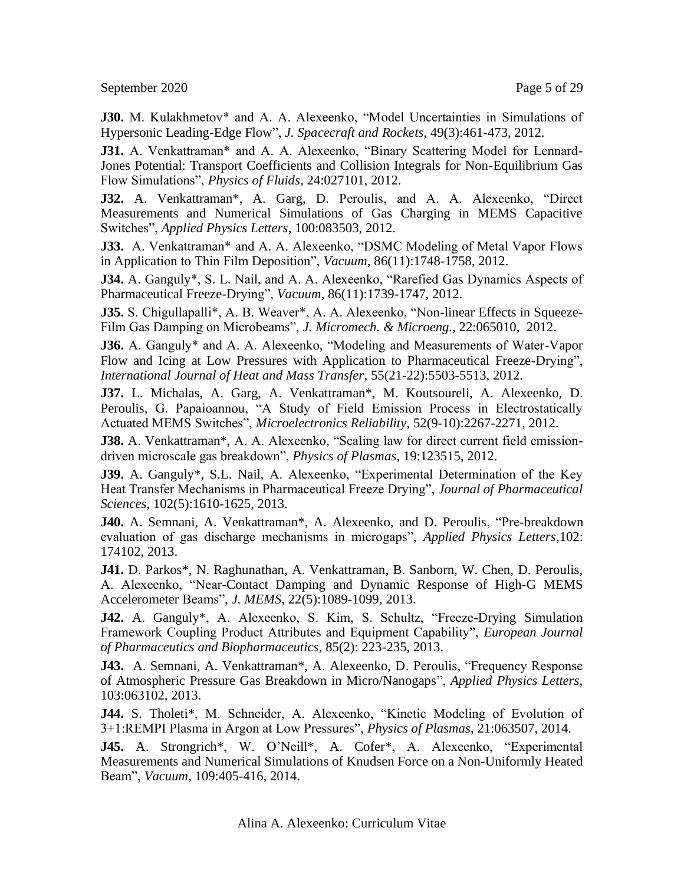**J30.** M. Kulakhmetov* and A. A. Alexeenko, "Model Uncertainties in Simulations of Hypersonic Leading-Edge Flow", *J. Spacecraft and Rockets*, 49(3):461-473, 2012.

**J31.** A. Venkattraman* and A. A. Alexeenko, "Binary Scattering Model for Lennard-Jones Potential: Transport Coefficients and Collision Integrals for Non-Equilibrium Gas Flow Simulations", *Physics of Fluids,* 24:027101, 2012.

**J32.** A. Venkattraman*, A. Garg, D. Peroulis, and A. A. Alexeenko, "Direct Measurements and Numerical Simulations of Gas Charging in MEMS Capacitive Switches", *Applied Physics Letters*, 100:083503, 2012.

**J33.** A. Venkattraman* and A. A. Alexeenko, "DSMC Modeling of Metal Vapor Flows in Application to Thin Film Deposition", *Vacuum*, 86(11):1748-1758, 2012.

**J34.** A. Ganguly*, S. L. Nail, and A. A. Alexeenko, "Rarefied Gas Dynamics Aspects of Pharmaceutical Freeze-Drying", *Vacuum*, 86(11):1739-1747, 2012.

**J35.** S. Chigullapalli*, A. B. Weaver*, A. A. Alexeenko, "Non-linear Effects in Squeeze-Film Gas Damping on Microbeams", *J. Micromech. & Microeng.*, 22:065010, 2012.

**J36.** A. Ganguly* and A. A. Alexeenko, "Modeling and Measurements of Water-Vapor Flow and Icing at Low Pressures with Application to Pharmaceutical Freeze-Drying", *International Journal of Heat and Mass Transfer*, 55(21-22):5503-5513, 2012.

**J37.** L. Michalas, A. Garg, A. Venkattraman*, M. Koutsoureli, A. Alexeenko, D. Peroulis, G. Papaioannou, "A Study of Field Emission Process in Electrostatically Actuated MEMS Switches", *Microelectronics Reliability*, 52(9-10):2267-2271, 2012.

**J38.** A. Venkattraman*, A. A. Alexeenko, "Scaling law for direct current field emission-driven microscale gas breakdown", *Physics of Plasmas*, 19:123515, 2012.

**J39.** A. Ganguly*, S.L. Nail, A. Alexeenko, "Experimental Determination of the Key Heat Transfer Mechanisms in Pharmaceutical Freeze Drying", *Journal of Pharmaceutical Sciences*, 102(5):1610-1625, 2013.

**J40.** A. Semnani, A. Venkattraman*, A. Alexeenko, and D. Peroulis, "Pre-breakdown evaluation of gas discharge mechanisms in microgaps", *Applied Physics Letters*,102: 174102, 2013.

**J41.** D. Parkos*, N. Raghunathan, A. Venkattraman, B. Sanborn, W. Chen, D. Peroulis, A. Alexeenko, "Near-Contact Damping and Dynamic Response of High-G MEMS Accelerometer Beams", *J. MEMS*, 22(5):1089-1099, 2013.

**J42.** A. Ganguly*, A. Alexeenko, S. Kim, S. Schultz, "Freeze-Drying Simulation Framework Coupling Product Attributes and Equipment Capability", *European Journal of Pharmaceutics and Biopharmaceutics,* 85(2): 223-235, 2013.

**J43.** A. Semnani, A. Venkattraman*, A. Alexeenko, D. Peroulis, "Frequency Response of Atmospheric Pressure Gas Breakdown in Micro/Nanogaps", *Applied Physics Letters*, 103:063102, 2013.

**J44.** S. Tholeti*, M. Schneider, A. Alexeenko, "Kinetic Modeling of Evolution of 3+1:REMPI Plasma in Argon at Low Pressures", *Physics of Plasmas*, 21:063507, 2014.

**J45.** A. Strongrich*, W. O'Neill*, A. Cofer*, A. Alexeenko, "Experimental Measurements and Numerical Simulations of Knudsen Force on a Non-Uniformly Heated Beam", *Vacuum*, 109:405-416, 2014.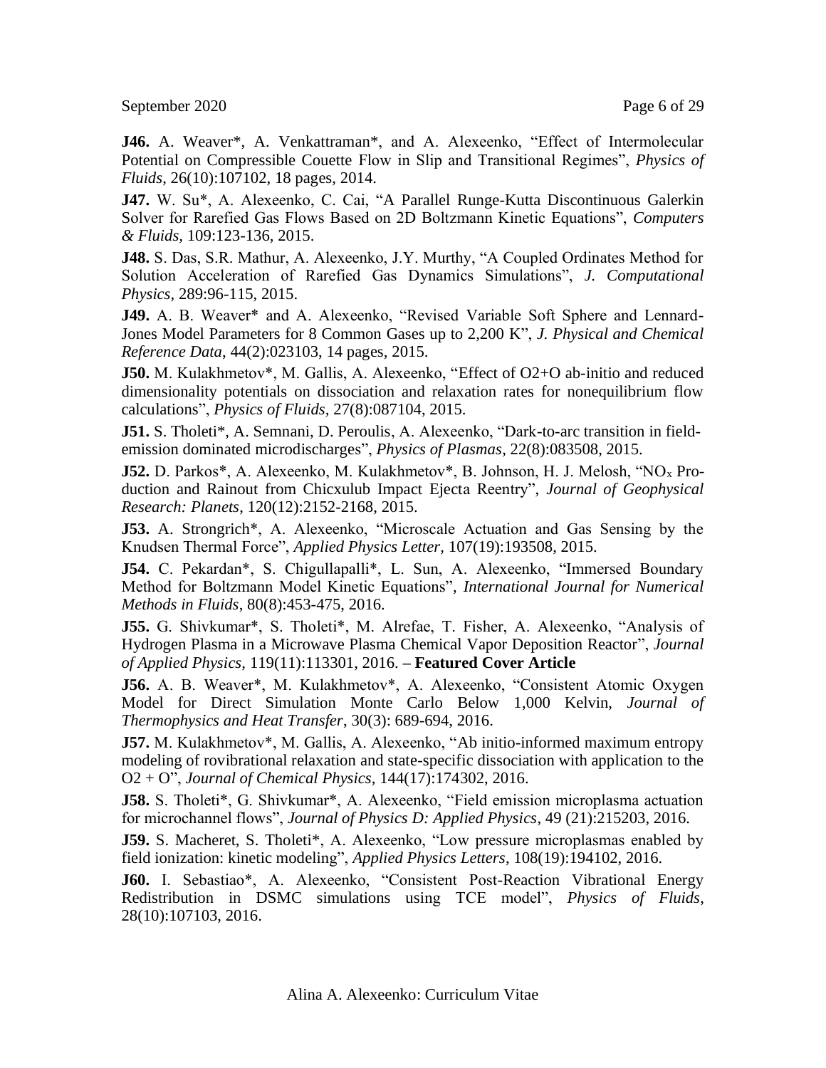**J46.** A. Weaver*, A. Venkattraman*, and A. Alexeenko, "Effect of Intermolecular Potential on Compressible Couette Flow in Slip and Transitional Regimes", *Physics of Fluids,* 26(10):107102, 18 pages, 2014.

**J47.** W. Su*, A. Alexeenko, C. Cai, "A Parallel Runge-Kutta Discontinuous Galerkin Solver for Rarefied Gas Flows Based on 2D Boltzmann Kinetic Equations", *Computers & Fluids,* 109:123-136, 2015.

**J48.** S. Das, S.R. Mathur, A. Alexeenko, J.Y. Murthy, "A Coupled Ordinates Method for Solution Acceleration of Rarefied Gas Dynamics Simulations", *J. Computational Physics,* 289:96-115, 2015.

**J49.** A. B. Weaver* and A. Alexeenko, "Revised Variable Soft Sphere and Lennard-Jones Model Parameters for 8 Common Gases up to 2,200 K", *J. Physical and Chemical Reference Data*, 44(2):023103, 14 pages, 2015.

**J50.** M. Kulakhmetov*, M. Gallis, A. Alexeenko, "Effect of O2+O ab-initio and reduced dimensionality potentials on dissociation and relaxation rates for nonequilibrium flow calculations", *Physics of Fluids*, 27(8):087104, 2015.

**J51.** S. Tholeti*, A. Semnani, D. Peroulis, A. Alexeenko, "Dark-to-arc transition in field-emission dominated microdischarges", *Physics of Plasmas*, 22(8):083508, 2015.

**J52.** D. Parkos*, A. Alexeenko, M. Kulakhmetov*, B. Johnson, H. J. Melosh, "$NO_x$ Production and Rainout from Chicxulub Impact Ejecta Reentry", *Journal of Geophysical Research: Planets*, 120(12):2152-2168, 2015.

**J53.** A. Strongrich*, A. Alexeenko, "Microscale Actuation and Gas Sensing by the Knudsen Thermal Force", *Applied Physics Letter,* 107(19):193508, 2015.

**J54.** C. Pekardan*, S. Chigullapalli*, L. Sun, A. Alexeenko, "Immersed Boundary Method for Boltzmann Model Kinetic Equations", *International Journal for Numerical Methods in Fluids*, 80(8):453-475, 2016.

**J55.** G. Shivkumar*, S. Tholeti*, M. Alrefae, T. Fisher, A. Alexeenko, "Analysis of Hydrogen Plasma in a Microwave Plasma Chemical Vapor Deposition Reactor", *Journal of Applied Physics,* 119(11):113301, 2016. **– Featured Cover Article**

**J56.** A. B. Weaver*, M. Kulakhmetov*, A. Alexeenko, "Consistent Atomic Oxygen Model for Direct Simulation Monte Carlo Below 1,000 Kelvin, *Journal of Thermophysics and Heat Transfer*, 30(3): 689-694, 2016.

**J57.** M. Kulakhmetov*, M. Gallis, A. Alexeenko, "Ab initio-informed maximum entropy modeling of rovibrational relaxation and state-specific dissociation with application to the O2 + O", *Journal of Chemical Physics*, 144(17):174302, 2016.

**J58.** S. Tholeti*, G. Shivkumar*, A. Alexeenko, "Field emission microplasma actuation for microchannel flows", *Journal of Physics D: Applied Physics*, 49 (21):215203, 2016.

**J59.** S. Macheret, S. Tholeti*, A. Alexeenko, "Low pressure microplasmas enabled by field ionization: kinetic modeling", *Applied Physics Letters*, 108(19):194102, 2016.

**J60.** I. Sebastiao*, A. Alexeenko, "Consistent Post-Reaction Vibrational Energy Redistribution in DSMC simulations using TCE model", *Physics of Fluids*, 28(10):107103, 2016.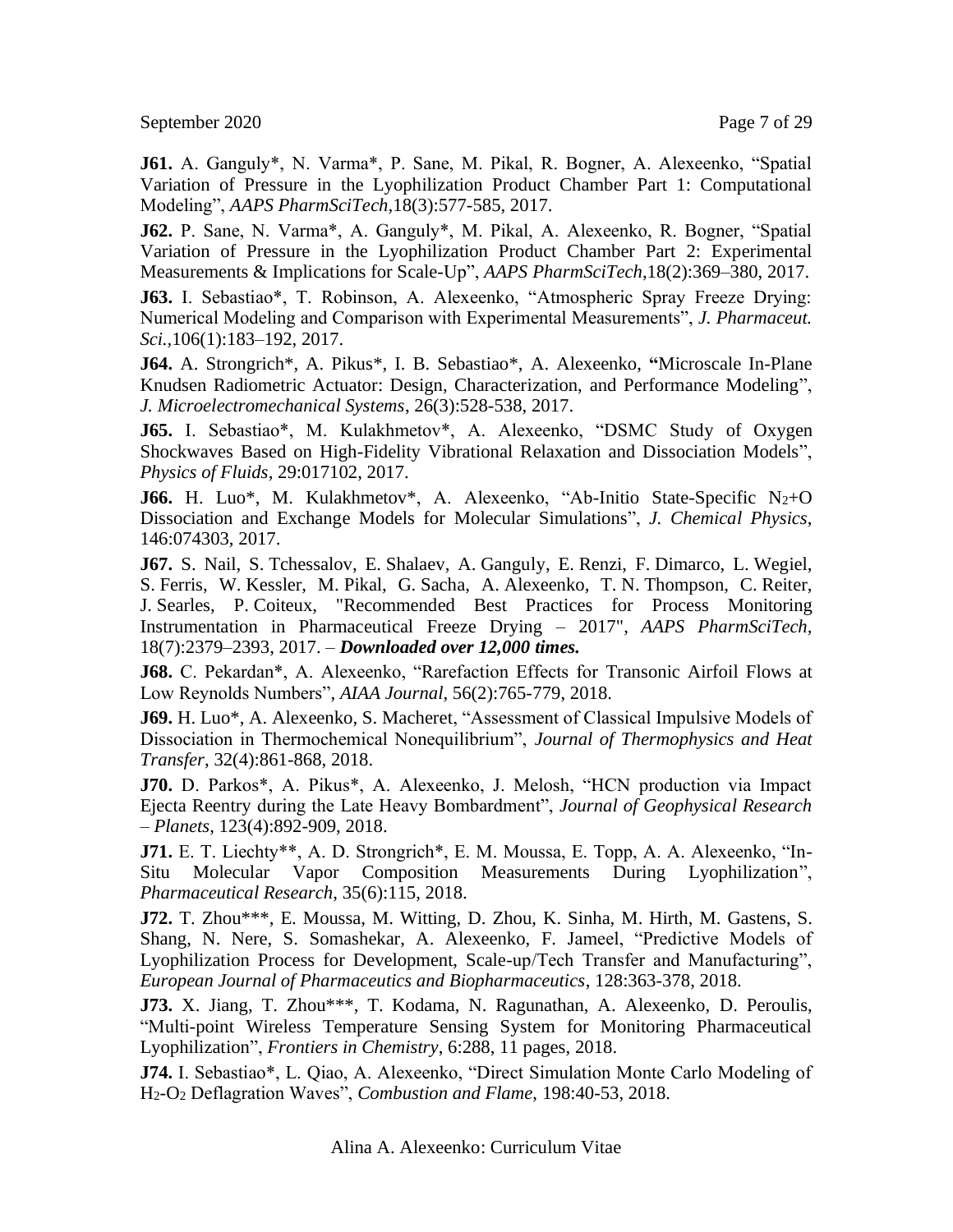**J61.** A. Ganguly*, N. Varma*, P. Sane, M. Pikal, R. Bogner, A. Alexeenko, "Spatial Variation of Pressure in the Lyophilization Product Chamber Part 1: Computational Modeling", *AAPS PharmSciTech*,18(3):577-585, 2017.

**J62.** P. Sane, N. Varma*, A. Ganguly*, M. Pikal, A. Alexeenko, R. Bogner, "Spatial Variation of Pressure in the Lyophilization Product Chamber Part 2: Experimental Measurements & Implications for Scale-Up", *AAPS PharmSciTech*,18(2):369–380, 2017.

**J63.** I. Sebastiao*, T. Robinson, A. Alexeenko, "Atmospheric Spray Freeze Drying: Numerical Modeling and Comparison with Experimental Measurements", *J. Pharmaceut. Sci.*,106(1):183–192, 2017.

**J64.** A. Strongrich*, A. Pikus*, I. B. Sebastiao*, A. Alexeenko, "Microscale In-Plane Knudsen Radiometric Actuator: Design, Characterization, and Performance Modeling", *J. Microelectromechanical Systems*, 26(3):528-538, 2017.

**J65.** I. Sebastiao*, M. Kulakhmetov*, A. Alexeenko, "DSMC Study of Oxygen Shockwaves Based on High-Fidelity Vibrational Relaxation and Dissociation Models", *Physics of Fluids*, 29:017102, 2017.

**J66.** H. Luo*, M. Kulakhmetov*, A. Alexeenko, "Ab-Initio State-Specific $N_2$+O Dissociation and Exchange Models for Molecular Simulations", *J. Chemical Physics*, 146:074303, 2017.

**J67.** S. Nail, S. Tchessalov, E. Shalaev, A. Ganguly, E. Renzi, F. Dimarco, L. Wegiel, S. Ferris, W. Kessler, M. Pikal, G. Sacha, A. Alexeenko, T. N. Thompson, C. Reiter, J. Searles, P. Coiteux, "Recommended Best Practices for Process Monitoring Instrumentation in Pharmaceutical Freeze Drying – 2017", *AAPS PharmSciTech*, 18(7):2379–2393, 2017. – ***Downloaded over 12,000 times.***

**J68.** C. Pekardan*, A. Alexeenko, "Rarefaction Effects for Transonic Airfoil Flows at Low Reynolds Numbers", *AIAA Journal*, 56(2):765-779, 2018.

**J69.** H. Luo*, A. Alexeenko, S. Macheret, "Assessment of Classical Impulsive Models of Dissociation in Thermochemical Nonequilibrium", *Journal of Thermophysics and Heat Transfer*, 32(4):861-868, 2018.

**J70.** D. Parkos*, A. Pikus*, A. Alexeenko, J. Melosh, "HCN production via Impact Ejecta Reentry during the Late Heavy Bombardment", *Journal of Geophysical Research – Planets*, 123(4):892-909, 2018.

**J71.** E. T. Liechty**, A. D. Strongrich*, E. M. Moussa, E. Topp, A. A. Alexeenko, "In-Situ Molecular Vapor Composition Measurements During Lyophilization", *Pharmaceutical Research*, 35(6):115, 2018.

**J72.** T. Zhou***, E. Moussa, M. Witting, D. Zhou, K. Sinha, M. Hirth, M. Gastens, S. Shang, N. Nere, S. Somashekar, A. Alexeenko, F. Jameel, "Predictive Models of Lyophilization Process for Development, Scale-up/Tech Transfer and Manufacturing", *European Journal of Pharmaceutics and Biopharmaceutics*, 128:363-378, 2018.

**J73.** X. Jiang, T. Zhou***, T. Kodama, N. Ragunathan, A. Alexeenko, D. Peroulis, "Multi-point Wireless Temperature Sensing System for Monitoring Pharmaceutical Lyophilization", *Frontiers in Chemistry*, 6:288, 11 pages, 2018.

**J74.** I. Sebastiao*, L. Qiao, A. Alexeenko, "Direct Simulation Monte Carlo Modeling of $H_2$-$O_2$ Deflagration Waves", *Combustion and Flame*, 198:40-53, 2018.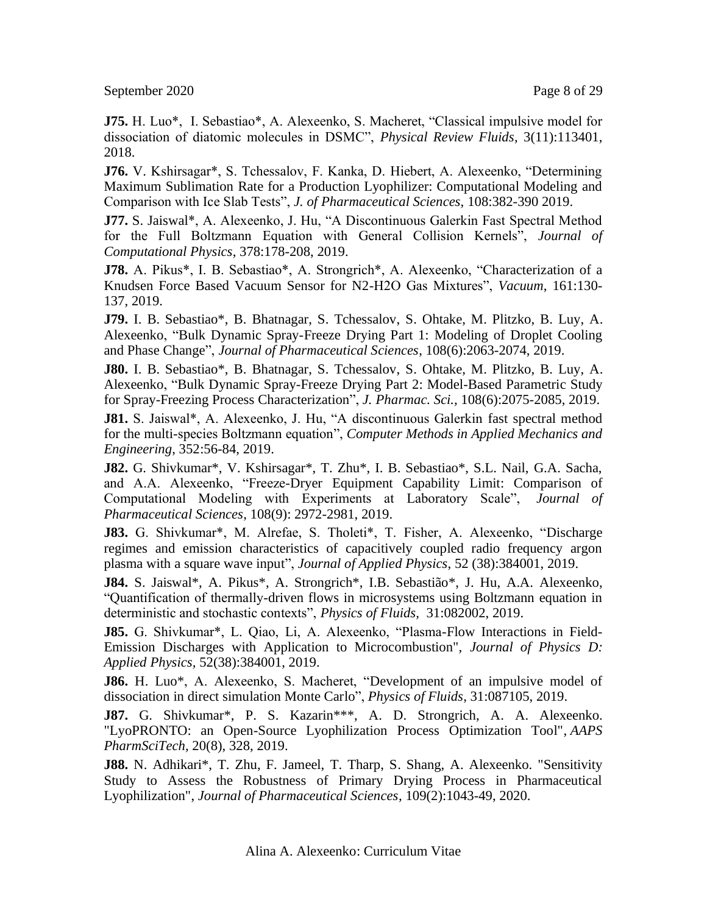**J75.** H. Luo*, I. Sebastiao*, A. Alexeenko, S. Macheret, "Classical impulsive model for dissociation of diatomic molecules in DSMC", *Physical Review Fluids*, 3(11):113401, 2018.

**J76.** V. Kshirsagar*, S. Tchessalov, F. Kanka, D. Hiebert, A. Alexeenko, "Determining Maximum Sublimation Rate for a Production Lyophilizer: Computational Modeling and Comparison with Ice Slab Tests", *J. of Pharmaceutical Sciences,* 108:382-390 2019.

**J77.** S. Jaiswal*, A. Alexeenko, J. Hu, "A Discontinuous Galerkin Fast Spectral Method for the Full Boltzmann Equation with General Collision Kernels", *Journal of Computational Physics*, 378:178-208, 2019.

**J78.** A. Pikus*, I. B. Sebastiao*, A. Strongrich*, A. Alexeenko, "Characterization of a Knudsen Force Based Vacuum Sensor for N2-H2O Gas Mixtures", *Vacuum*, 161:130-137, 2019.

**J79.** I. B. Sebastiao*, B. Bhatnagar, S. Tchessalov, S. Ohtake, M. Plitzko, B. Luy, A. Alexeenko, "Bulk Dynamic Spray-Freeze Drying Part 1: Modeling of Droplet Cooling and Phase Change", *Journal of Pharmaceutical Sciences*, 108(6):2063-2074, 2019.

**J80.** I. B. Sebastiao*, B. Bhatnagar, S. Tchessalov, S. Ohtake, M. Plitzko, B. Luy, A. Alexeenko, "Bulk Dynamic Spray-Freeze Drying Part 2: Model-Based Parametric Study for Spray-Freezing Process Characterization", *J. Pharmac. Sci.,* 108(6):2075-2085, 2019.

**J81.** S. Jaiswal*, A. Alexeenko, J. Hu, "A discontinuous Galerkin fast spectral method for the multi-species Boltzmann equation", *Computer Methods in Applied Mechanics and Engineering*, 352:56-84, 2019.

**J82.** G. Shivkumar*, V. Kshirsagar*, T. Zhu*, I. B. Sebastiao*, S.L. Nail, G.A. Sacha, and A.A. Alexeenko, "Freeze-Dryer Equipment Capability Limit: Comparison of Computational Modeling with Experiments at Laboratory Scale", *Journal of Pharmaceutical Sciences*, 108(9): 2972-2981, 2019.

**J83.** G. Shivkumar*, M. Alrefae, S. Tholeti*, T. Fisher, A. Alexeenko, "Discharge regimes and emission characteristics of capacitively coupled radio frequency argon plasma with a square wave input", *Journal of Applied Physics*, 52 (38):384001, 2019.

**J84.** S. Jaiswal*, A. Pikus*, A. Strongrich*, I.B. Sebastião*, J. Hu, A.A. Alexeenko, "Quantification of thermally-driven flows in microsystems using Boltzmann equation in deterministic and stochastic contexts", *Physics of Fluids,* 31:082002, 2019.

**J85.** G. Shivkumar*, L. Qiao, Li, A. Alexeenko, "Plasma-Flow Interactions in Field-Emission Discharges with Application to Microcombustion", *Journal of Physics D: Applied Physics*, 52(38):384001, 2019.

**J86.** H. Luo*, A. Alexeenko, S. Macheret, "Development of an impulsive model of dissociation in direct simulation Monte Carlo", *Physics of Fluids*, 31:087105, 2019.

**J87.** G. Shivkumar*, P. S. Kazarin***, A. D. Strongrich, A. A. Alexeenko. "LyoPRONTO: an Open-Source Lyophilization Process Optimization Tool", *AAPS PharmSciTech*, 20(8), 328, 2019.

**J88.** N. Adhikari*, T. Zhu, F. Jameel, T. Tharp, S. Shang, A. Alexeenko. "Sensitivity Study to Assess the Robustness of Primary Drying Process in Pharmaceutical Lyophilization", *Journal of Pharmaceutical Sciences*, 109(2):1043-49, 2020.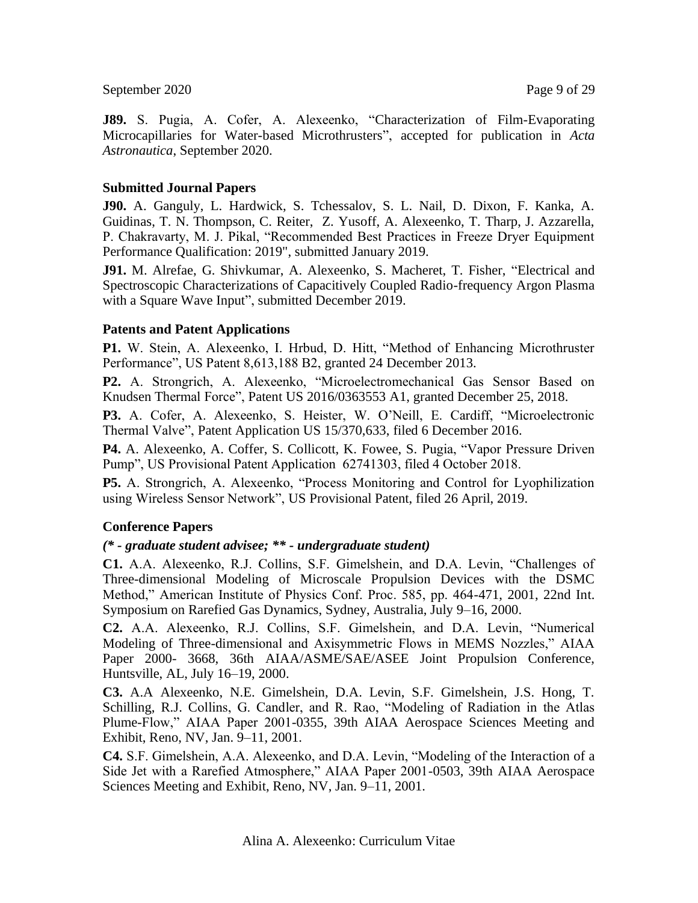**J89.** S. Pugia, A. Cofer, A. Alexeenko, "Characterization of Film-Evaporating Microcapillaries for Water-based Microthrusters", accepted for publication in *Acta Astronautica*, September 2020.

### Submitted Journal Papers

**J90.** A. Ganguly, L. Hardwick, S. Tchessalov, S. L. Nail, D. Dixon, F. Kanka, A. Guidinas, T. N. Thompson, C. Reiter, Z. Yusoff, A. Alexeenko, T. Tharp, J. Azzarella, P. Chakravarty, M. J. Pikal, "Recommended Best Practices in Freeze Dryer Equipment Performance Qualification: 2019", submitted January 2019.

**J91.** M. Alrefae, G. Shivkumar, A. Alexeenko, S. Macheret, T. Fisher, "Electrical and Spectroscopic Characterizations of Capacitively Coupled Radio-frequency Argon Plasma with a Square Wave Input", submitted December 2019.

### Patents and Patent Applications

**P1.** W. Stein, A. Alexeenko, I. Hrbud, D. Hitt, "Method of Enhancing Microthruster Performance", US Patent 8,613,188 B2, granted 24 December 2013.

**P2.** A. Strongrich, A. Alexeenko, "Microelectromechanical Gas Sensor Based on Knudsen Thermal Force", Patent US 2016/0363553 A1, granted December 25, 2018.

**P3.** A. Cofer, A. Alexeenko, S. Heister, W. O'Neill, E. Cardiff, "Microelectronic Thermal Valve", Patent Application US 15/370,633, filed 6 December 2016.

**P4.** A. Alexeenko, A. Coffer, S. Collicott, K. Fowee, S. Pugia, "Vapor Pressure Driven Pump", US Provisional Patent Application 62741303, filed 4 October 2018.

**P5.** A. Strongrich, A. Alexeenko, "Process Monitoring and Control for Lyophilization using Wireless Sensor Network", US Provisional Patent, filed 26 April, 2019.

### Conference Papers

***(* - graduate student advisee; ** - undergraduate student)***

**C1.** A.A. Alexeenko, R.J. Collins, S.F. Gimelshein, and D.A. Levin, "Challenges of Three-dimensional Modeling of Microscale Propulsion Devices with the DSMC Method," American Institute of Physics Conf. Proc. 585, pp. 464-471, 2001, 22nd Int. Symposium on Rarefied Gas Dynamics, Sydney, Australia, July 9–16, 2000.

**C2.** A.A. Alexeenko, R.J. Collins, S.F. Gimelshein, and D.A. Levin, "Numerical Modeling of Three-dimensional and Axisymmetric Flows in MEMS Nozzles," AIAA Paper 2000- 3668, 36th AIAA/ASME/SAE/ASEE Joint Propulsion Conference, Huntsville, AL, July 16–19, 2000.

**C3.** A.A Alexeenko, N.E. Gimelshein, D.A. Levin, S.F. Gimelshein, J.S. Hong, T. Schilling, R.J. Collins, G. Candler, and R. Rao, "Modeling of Radiation in the Atlas Plume-Flow," AIAA Paper 2001-0355, 39th AIAA Aerospace Sciences Meeting and Exhibit, Reno, NV, Jan. 9–11, 2001.

**C4.** S.F. Gimelshein, A.A. Alexeenko, and D.A. Levin, "Modeling of the Interaction of a Side Jet with a Rarefied Atmosphere," AIAA Paper 2001-0503, 39th AIAA Aerospace Sciences Meeting and Exhibit, Reno, NV, Jan. 9–11, 2001.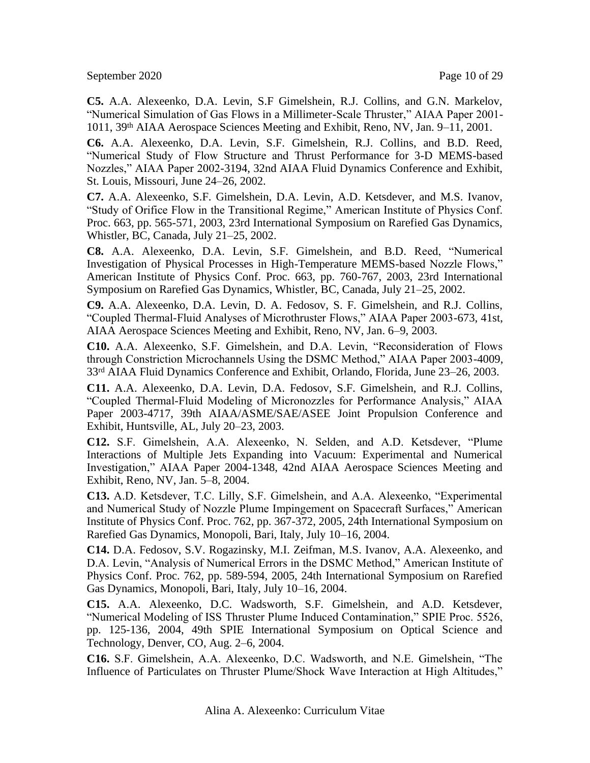**C5.** A.A. Alexeenko, D.A. Levin, S.F Gimelshein, R.J. Collins, and G.N. Markelov, "Numerical Simulation of Gas Flows in a Millimeter-Scale Thruster," AIAA Paper 2001-1011, 39th AIAA Aerospace Sciences Meeting and Exhibit, Reno, NV, Jan. 9–11, 2001.

**C6.** A.A. Alexeenko, D.A. Levin, S.F. Gimelshein, R.J. Collins, and B.D. Reed, "Numerical Study of Flow Structure and Thrust Performance for 3-D MEMS-based Nozzles," AIAA Paper 2002-3194, 32nd AIAA Fluid Dynamics Conference and Exhibit, St. Louis, Missouri, June 24–26, 2002.

**C7.** A.A. Alexeenko, S.F. Gimelshein, D.A. Levin, A.D. Ketsdever, and M.S. Ivanov, "Study of Orifice Flow in the Transitional Regime," American Institute of Physics Conf. Proc. 663, pp. 565-571, 2003, 23rd International Symposium on Rarefied Gas Dynamics, Whistler, BC, Canada, July 21–25, 2002.

**C8.** A.A. Alexeenko, D.A. Levin, S.F. Gimelshein, and B.D. Reed, "Numerical Investigation of Physical Processes in High-Temperature MEMS-based Nozzle Flows," American Institute of Physics Conf. Proc. 663, pp. 760-767, 2003, 23rd International Symposium on Rarefied Gas Dynamics, Whistler, BC, Canada, July 21–25, 2002.

**C9.** A.A. Alexeenko, D.A. Levin, D. A. Fedosov, S. F. Gimelshein, and R.J. Collins, "Coupled Thermal-Fluid Analyses of Microthruster Flows," AIAA Paper 2003-673, 41st, AIAA Aerospace Sciences Meeting and Exhibit, Reno, NV, Jan. 6–9, 2003.

**C10.** A.A. Alexeenko, S.F. Gimelshein, and D.A. Levin, "Reconsideration of Flows through Constriction Microchannels Using the DSMC Method," AIAA Paper 2003-4009, 33rd AIAA Fluid Dynamics Conference and Exhibit, Orlando, Florida, June 23–26, 2003.

**C11.** A.A. Alexeenko, D.A. Levin, D.A. Fedosov, S.F. Gimelshein, and R.J. Collins, "Coupled Thermal-Fluid Modeling of Micronozzles for Performance Analysis," AIAA Paper 2003-4717, 39th AIAA/ASME/SAE/ASEE Joint Propulsion Conference and Exhibit, Huntsville, AL, July 20–23, 2003.

**C12.** S.F. Gimelshein, A.A. Alexeenko, N. Selden, and A.D. Ketsdever, "Plume Interactions of Multiple Jets Expanding into Vacuum: Experimental and Numerical Investigation," AIAA Paper 2004-1348, 42nd AIAA Aerospace Sciences Meeting and Exhibit, Reno, NV, Jan. 5–8, 2004.

**C13.** A.D. Ketsdever, T.C. Lilly, S.F. Gimelshein, and A.A. Alexeenko, "Experimental and Numerical Study of Nozzle Plume Impingement on Spacecraft Surfaces," American Institute of Physics Conf. Proc. 762, pp. 367-372, 2005, 24th International Symposium on Rarefied Gas Dynamics, Monopoli, Bari, Italy, July 10–16, 2004.

**C14.** D.A. Fedosov, S.V. Rogazinsky, M.I. Zeifman, M.S. Ivanov, A.A. Alexeenko, and D.A. Levin, "Analysis of Numerical Errors in the DSMC Method," American Institute of Physics Conf. Proc. 762, pp. 589-594, 2005, 24th International Symposium on Rarefied Gas Dynamics, Monopoli, Bari, Italy, July 10–16, 2004.

**C15.** A.A. Alexeenko, D.C. Wadsworth, S.F. Gimelshein, and A.D. Ketsdever, "Numerical Modeling of ISS Thruster Plume Induced Contamination," SPIE Proc. 5526, pp. 125-136, 2004, 49th SPIE International Symposium on Optical Science and Technology, Denver, CO, Aug. 2–6, 2004.

**C16.** S.F. Gimelshein, A.A. Alexeenko, D.C. Wadsworth, and N.E. Gimelshein, "The Influence of Particulates on Thruster Plume/Shock Wave Interaction at High Altitudes,"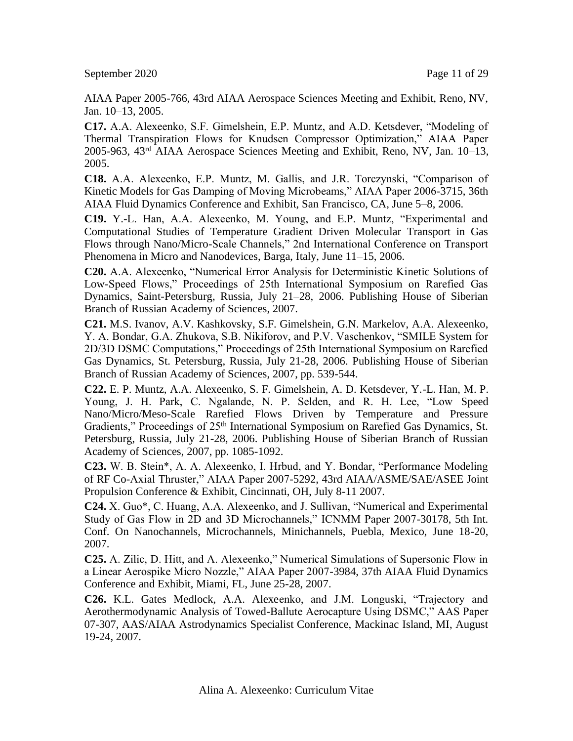AIAA Paper 2005-766, 43rd AIAA Aerospace Sciences Meeting and Exhibit, Reno, NV, Jan. 10–13, 2005.

**C17.** A.A. Alexeenko, S.F. Gimelshein, E.P. Muntz, and A.D. Ketsdever, "Modeling of Thermal Transpiration Flows for Knudsen Compressor Optimization," AIAA Paper 2005-963, 43rd AIAA Aerospace Sciences Meeting and Exhibit, Reno, NV, Jan. 10–13, 2005.

**C18.** A.A. Alexeenko, E.P. Muntz, M. Gallis, and J.R. Torczynski, "Comparison of Kinetic Models for Gas Damping of Moving Microbeams," AIAA Paper 2006-3715, 36th AIAA Fluid Dynamics Conference and Exhibit, San Francisco, CA, June 5–8, 2006.

**C19.** Y.-L. Han, A.A. Alexeenko, M. Young, and E.P. Muntz, "Experimental and Computational Studies of Temperature Gradient Driven Molecular Transport in Gas Flows through Nano/Micro-Scale Channels," 2nd International Conference on Transport Phenomena in Micro and Nanodevices, Barga, Italy, June 11–15, 2006.

**C20.** A.A. Alexeenko, "Numerical Error Analysis for Deterministic Kinetic Solutions of Low-Speed Flows," Proceedings of 25th International Symposium on Rarefied Gas Dynamics, Saint-Petersburg, Russia, July 21–28, 2006. Publishing House of Siberian Branch of Russian Academy of Sciences, 2007.

**C21.** M.S. Ivanov, A.V. Kashkovsky, S.F. Gimelshein, G.N. Markelov, A.A. Alexeenko, Y. A. Bondar, G.A. Zhukova, S.B. Nikiforov, and P.V. Vaschenkov, "SMILE System for 2D/3D DSMC Computations," Proceedings of 25th International Symposium on Rarefied Gas Dynamics, St. Petersburg, Russia, July 21-28, 2006. Publishing House of Siberian Branch of Russian Academy of Sciences, 2007, pp. 539-544.

**C22.** E. P. Muntz, A.A. Alexeenko, S. F. Gimelshein, A. D. Ketsdever, Y.-L. Han, M. P. Young, J. H. Park, C. Ngalande, N. P. Selden, and R. H. Lee, "Low Speed Nano/Micro/Meso-Scale Rarefied Flows Driven by Temperature and Pressure Gradients," Proceedings of 25th International Symposium on Rarefied Gas Dynamics, St. Petersburg, Russia, July 21-28, 2006. Publishing House of Siberian Branch of Russian Academy of Sciences, 2007, pp. 1085-1092.

**C23.** W. B. Stein*, A. A. Alexeenko, I. Hrbud, and Y. Bondar, "Performance Modeling of RF Co-Axial Thruster," AIAA Paper 2007-5292, 43rd AIAA/ASME/SAE/ASEE Joint Propulsion Conference & Exhibit, Cincinnati, OH, July 8-11 2007.

**C24.** X. Guo*, C. Huang, A.A. Alexeenko, and J. Sullivan, "Numerical and Experimental Study of Gas Flow in 2D and 3D Microchannels," ICNMM Paper 2007-30178, 5th Int. Conf. On Nanochannels, Microchannels, Minichannels, Puebla, Mexico, June 18-20, 2007.

**C25.** A. Zilic, D. Hitt, and A. Alexeenko," Numerical Simulations of Supersonic Flow in a Linear Aerospike Micro Nozzle," AIAA Paper 2007-3984, 37th AIAA Fluid Dynamics Conference and Exhibit, Miami, FL, June 25-28, 2007.

**C26.** K.L. Gates Medlock, A.A. Alexeenko, and J.M. Longuski, "Trajectory and Aerothermodynamic Analysis of Towed-Ballute Aerocapture Using DSMC," AAS Paper 07-307, AAS/AIAA Astrodynamics Specialist Conference, Mackinac Island, MI, August 19-24, 2007.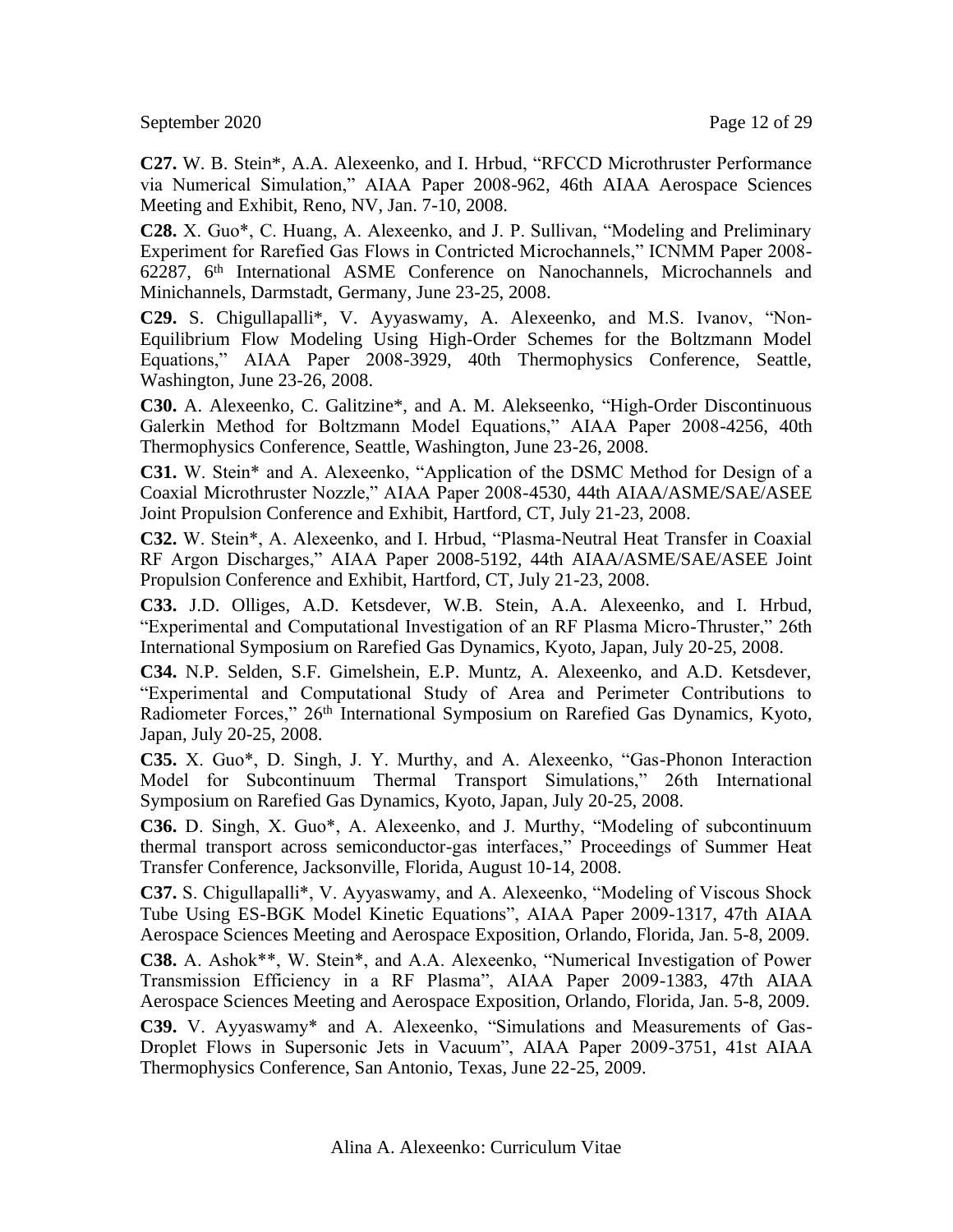**C27.** W. B. Stein*, A.A. Alexeenko, and I. Hrbud, "RFCCD Microthruster Performance via Numerical Simulation," AIAA Paper 2008-962, 46th AIAA Aerospace Sciences Meeting and Exhibit, Reno, NV, Jan. 7-10, 2008.

**C28.** X. Guo*, C. Huang, A. Alexeenko, and J. P. Sullivan, "Modeling and Preliminary Experiment for Rarefied Gas Flows in Contricted Microchannels," ICNMM Paper 2008-62287, 6th International ASME Conference on Nanochannels, Microchannels and Minichannels, Darmstadt, Germany, June 23-25, 2008.

**C29.** S. Chigullapalli*, V. Ayyaswamy, A. Alexeenko, and M.S. Ivanov, "Non-Equilibrium Flow Modeling Using High-Order Schemes for the Boltzmann Model Equations," AIAA Paper 2008-3929, 40th Thermophysics Conference, Seattle, Washington, June 23-26, 2008.

**C30.** A. Alexeenko, C. Galitzine*, and A. M. Alekseenko, "High-Order Discontinuous Galerkin Method for Boltzmann Model Equations," AIAA Paper 2008-4256, 40th Thermophysics Conference, Seattle, Washington, June 23-26, 2008.

**C31.** W. Stein* and A. Alexeenko, "Application of the DSMC Method for Design of a Coaxial Microthruster Nozzle," AIAA Paper 2008-4530, 44th AIAA/ASME/SAE/ASEE Joint Propulsion Conference and Exhibit, Hartford, CT, July 21-23, 2008.

**C32.** W. Stein*, A. Alexeenko, and I. Hrbud, "Plasma-Neutral Heat Transfer in Coaxial RF Argon Discharges," AIAA Paper 2008-5192, 44th AIAA/ASME/SAE/ASEE Joint Propulsion Conference and Exhibit, Hartford, CT, July 21-23, 2008.

**C33.** J.D. Olliges, A.D. Ketsdever, W.B. Stein, A.A. Alexeenko, and I. Hrbud, "Experimental and Computational Investigation of an RF Plasma Micro-Thruster," 26th International Symposium on Rarefied Gas Dynamics, Kyoto, Japan, July 20-25, 2008.

**C34.** N.P. Selden, S.F. Gimelshein, E.P. Muntz, A. Alexeenko, and A.D. Ketsdever, "Experimental and Computational Study of Area and Perimeter Contributions to Radiometer Forces," 26th International Symposium on Rarefied Gas Dynamics, Kyoto, Japan, July 20-25, 2008.

**C35.** X. Guo*, D. Singh, J. Y. Murthy, and A. Alexeenko, "Gas-Phonon Interaction Model for Subcontinuum Thermal Transport Simulations," 26th International Symposium on Rarefied Gas Dynamics, Kyoto, Japan, July 20-25, 2008.

**C36.** D. Singh, X. Guo*, A. Alexeenko, and J. Murthy, "Modeling of subcontinuum thermal transport across semiconductor-gas interfaces," Proceedings of Summer Heat Transfer Conference, Jacksonville, Florida, August 10-14, 2008.

**C37.** S. Chigullapalli*, V. Ayyaswamy, and A. Alexeenko, "Modeling of Viscous Shock Tube Using ES-BGK Model Kinetic Equations", AIAA Paper 2009-1317, 47th AIAA Aerospace Sciences Meeting and Aerospace Exposition, Orlando, Florida, Jan. 5-8, 2009.

**C38.** A. Ashok**, W. Stein*, and A.A. Alexeenko, "Numerical Investigation of Power Transmission Efficiency in a RF Plasma", AIAA Paper 2009-1383, 47th AIAA Aerospace Sciences Meeting and Aerospace Exposition, Orlando, Florida, Jan. 5-8, 2009.

**C39.** V. Ayyaswamy* and A. Alexeenko, "Simulations and Measurements of Gas-Droplet Flows in Supersonic Jets in Vacuum", AIAA Paper 2009-3751, 41st AIAA Thermophysics Conference, San Antonio, Texas, June 22-25, 2009.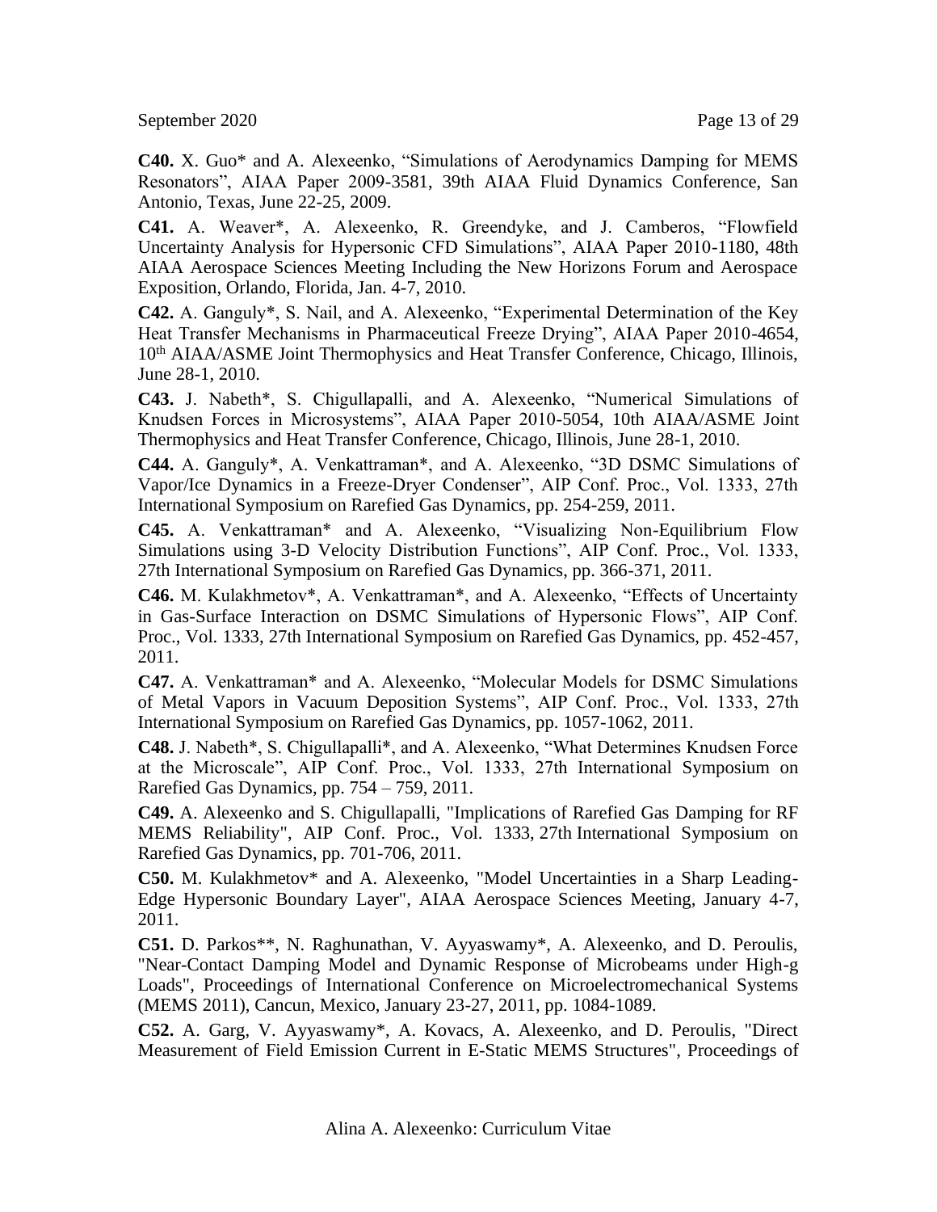**C40.** X. Guo* and A. Alexeenko, “Simulations of Aerodynamics Damping for MEMS Resonators”, AIAA Paper 2009-3581, 39th AIAA Fluid Dynamics Conference, San Antonio, Texas, June 22-25, 2009.

**C41.** A. Weaver*, A. Alexeenko, R. Greendyke, and J. Camberos, “Flowfield Uncertainty Analysis for Hypersonic CFD Simulations”, AIAA Paper 2010-1180, 48th AIAA Aerospace Sciences Meeting Including the New Horizons Forum and Aerospace Exposition, Orlando, Florida, Jan. 4-7, 2010.

**C42.** A. Ganguly*, S. Nail, and A. Alexeenko, “Experimental Determination of the Key Heat Transfer Mechanisms in Pharmaceutical Freeze Drying”, AIAA Paper 2010-4654, 10th AIAA/ASME Joint Thermophysics and Heat Transfer Conference, Chicago, Illinois, June 28-1, 2010.

**C43.** J. Nabeth*, S. Chigullapalli, and A. Alexeenko, “Numerical Simulations of Knudsen Forces in Microsystems”, AIAA Paper 2010-5054, 10th AIAA/ASME Joint Thermophysics and Heat Transfer Conference, Chicago, Illinois, June 28-1, 2010.

**C44.** A. Ganguly*, A. Venkattraman*, and A. Alexeenko, “3D DSMC Simulations of Vapor/Ice Dynamics in a Freeze-Dryer Condenser”, AIP Conf. Proc., Vol. 1333, 27th International Symposium on Rarefied Gas Dynamics, pp. 254-259, 2011.

**C45.** A. Venkattraman* and A. Alexeenko, “Visualizing Non-Equilibrium Flow Simulations using 3-D Velocity Distribution Functions”, AIP Conf. Proc., Vol. 1333, 27th International Symposium on Rarefied Gas Dynamics, pp. 366-371, 2011.

**C46.** M. Kulakhmetov*, A. Venkattraman*, and A. Alexeenko, “Effects of Uncertainty in Gas-Surface Interaction on DSMC Simulations of Hypersonic Flows”, AIP Conf. Proc., Vol. 1333, 27th International Symposium on Rarefied Gas Dynamics, pp. 452-457, 2011.

**C47.** A. Venkattraman* and A. Alexeenko, “Molecular Models for DSMC Simulations of Metal Vapors in Vacuum Deposition Systems”, AIP Conf. Proc., Vol. 1333, 27th International Symposium on Rarefied Gas Dynamics, pp. 1057-1062, 2011.

**C48.** J. Nabeth*, S. Chigullapalli*, and A. Alexeenko, “What Determines Knudsen Force at the Microscale”, AIP Conf. Proc., Vol. 1333, 27th International Symposium on Rarefied Gas Dynamics, pp. 754 – 759, 2011.

**C49.** A. Alexeenko and S. Chigullapalli, "Implications of Rarefied Gas Damping for RF MEMS Reliability", AIP Conf. Proc., Vol. 1333, 27th International Symposium on Rarefied Gas Dynamics, pp. 701-706, 2011.

**C50.** M. Kulakhmetov* and A. Alexeenko, "Model Uncertainties in a Sharp Leading-Edge Hypersonic Boundary Layer", AIAA Aerospace Sciences Meeting, January 4-7, 2011.

**C51.** D. Parkos**, N. Raghunathan, V. Ayyaswamy*, A. Alexeenko, and D. Peroulis, "Near-Contact Damping Model and Dynamic Response of Microbeams under High-g Loads", Proceedings of International Conference on Microelectromechanical Systems (MEMS 2011), Cancun, Mexico, January 23-27, 2011, pp. 1084-1089.

**C52.** A. Garg, V. Ayyaswamy*, A. Kovacs, A. Alexeenko, and D. Peroulis, "Direct Measurement of Field Emission Current in E-Static MEMS Structures", Proceedings of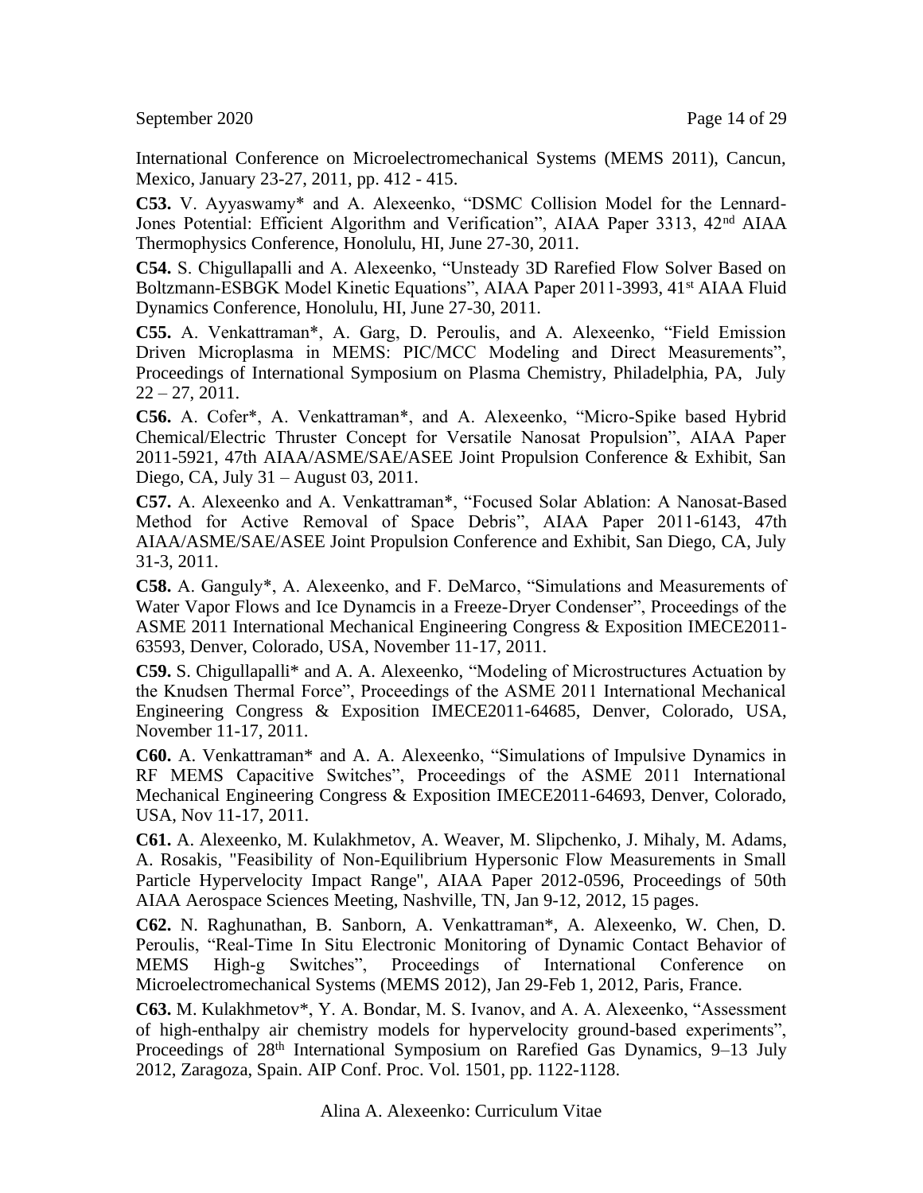International Conference on Microelectromechanical Systems (MEMS 2011), Cancun, Mexico, January 23-27, 2011, pp. 412 - 415.

**C53.** V. Ayyaswamy* and A. Alexeenko, "DSMC Collision Model for the Lennard-Jones Potential: Efficient Algorithm and Verification", AIAA Paper 3313, 42nd AIAA Thermophysics Conference, Honolulu, HI, June 27-30, 2011.

**C54.** S. Chigullapalli and A. Alexeenko, "Unsteady 3D Rarefied Flow Solver Based on Boltzmann-ESBGK Model Kinetic Equations", AIAA Paper 2011-3993, 41st AIAA Fluid Dynamics Conference, Honolulu, HI, June 27-30, 2011.

**C55.** A. Venkattraman*, A. Garg, D. Peroulis, and A. Alexeenko, "Field Emission Driven Microplasma in MEMS: PIC/MCC Modeling and Direct Measurements", Proceedings of International Symposium on Plasma Chemistry, Philadelphia, PA, July 22 – 27, 2011.

**C56.** A. Cofer*, A. Venkattraman*, and A. Alexeenko, "Micro-Spike based Hybrid Chemical/Electric Thruster Concept for Versatile Nanosat Propulsion", AIAA Paper 2011-5921, 47th AIAA/ASME/SAE/ASEE Joint Propulsion Conference & Exhibit, San Diego, CA, July 31 – August 03, 2011.

**C57.** A. Alexeenko and A. Venkattraman*, "Focused Solar Ablation: A Nanosat-Based Method for Active Removal of Space Debris", AIAA Paper 2011-6143, 47th AIAA/ASME/SAE/ASEE Joint Propulsion Conference and Exhibit, San Diego, CA, July 31-3, 2011.

**C58.** A. Ganguly*, A. Alexeenko, and F. DeMarco, "Simulations and Measurements of Water Vapor Flows and Ice Dynamcis in a Freeze-Dryer Condenser", Proceedings of the ASME 2011 International Mechanical Engineering Congress & Exposition IMECE2011-63593, Denver, Colorado, USA, November 11-17, 2011.

**C59.** S. Chigullapalli* and A. A. Alexeenko, "Modeling of Microstructures Actuation by the Knudsen Thermal Force", Proceedings of the ASME 2011 International Mechanical Engineering Congress & Exposition IMECE2011-64685, Denver, Colorado, USA, November 11-17, 2011.

**C60.** A. Venkattraman* and A. A. Alexeenko, "Simulations of Impulsive Dynamics in RF MEMS Capacitive Switches", Proceedings of the ASME 2011 International Mechanical Engineering Congress & Exposition IMECE2011-64693, Denver, Colorado, USA, Nov 11-17, 2011.

**C61.** A. Alexeenko, M. Kulakhmetov, A. Weaver, M. Slipchenko, J. Mihaly, M. Adams, A. Rosakis, "Feasibility of Non-Equilibrium Hypersonic Flow Measurements in Small Particle Hypervelocity Impact Range", AIAA Paper 2012-0596, Proceedings of 50th AIAA Aerospace Sciences Meeting, Nashville, TN, Jan 9-12, 2012, 15 pages.

**C62.** N. Raghunathan, B. Sanborn, A. Venkattraman*, A. Alexeenko, W. Chen, D. Peroulis, "Real-Time In Situ Electronic Monitoring of Dynamic Contact Behavior of MEMS High-g Switches", Proceedings of International Conference on Microelectromechanical Systems (MEMS 2012), Jan 29-Feb 1, 2012, Paris, France.

**C63.** M. Kulakhmetov*, Y. A. Bondar, M. S. Ivanov, and A. A. Alexeenko, "Assessment of high-enthalpy air chemistry models for hypervelocity ground-based experiments", Proceedings of 28th International Symposium on Rarefied Gas Dynamics, 9–13 July 2012, Zaragoza, Spain. AIP Conf. Proc. Vol. 1501, pp. 1122-1128.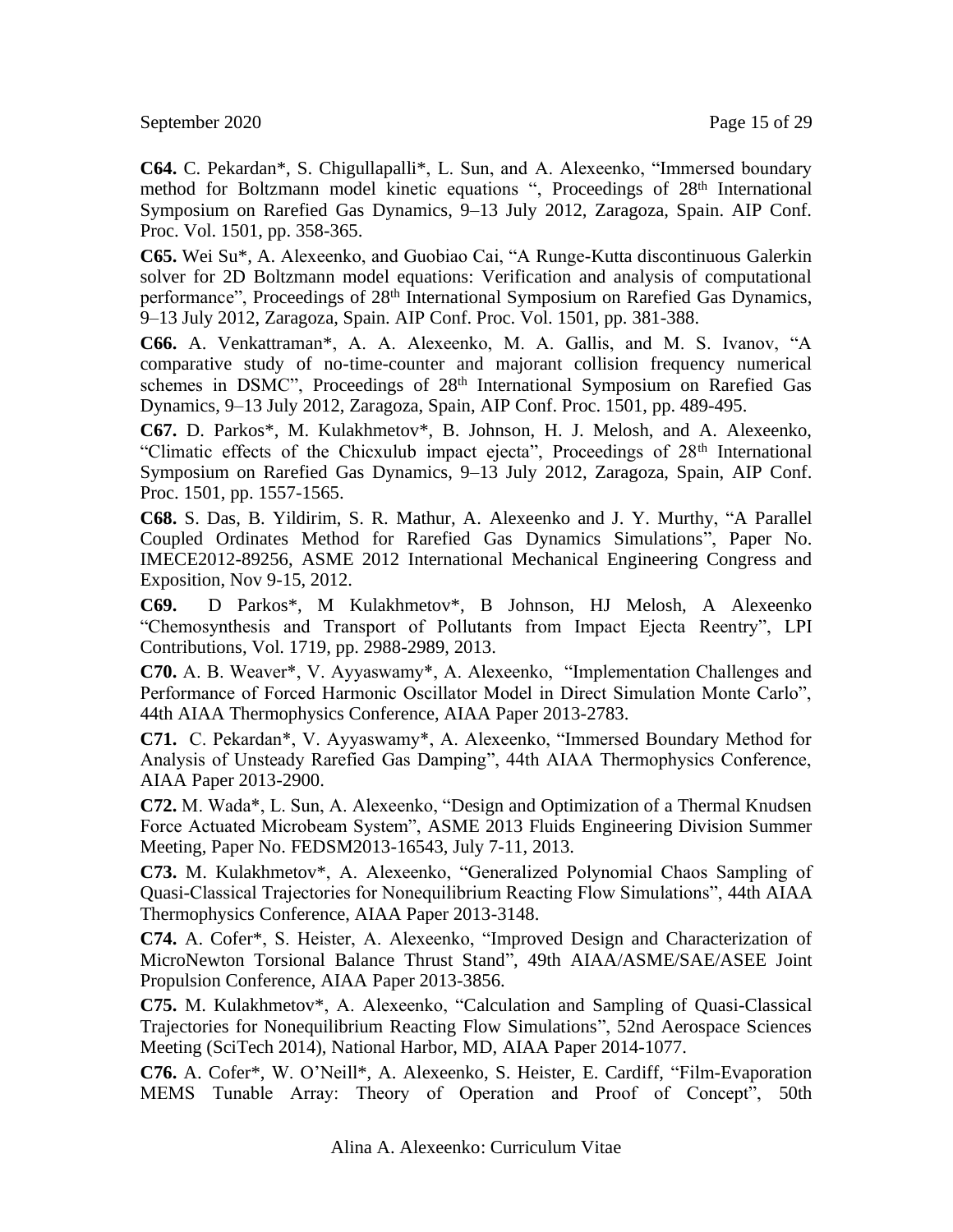**C64.** C. Pekardan*, S. Chigullapalli*, L. Sun, and A. Alexeenko, "Immersed boundary method for Boltzmann model kinetic equations ", Proceedings of 28th International Symposium on Rarefied Gas Dynamics, 9–13 July 2012, Zaragoza, Spain. AIP Conf. Proc. Vol. 1501, pp. 358-365.

**C65.** Wei Su*, A. Alexeenko, and Guobiao Cai, "A Runge-Kutta discontinuous Galerkin solver for 2D Boltzmann model equations: Verification and analysis of computational performance", Proceedings of 28th International Symposium on Rarefied Gas Dynamics, 9–13 July 2012, Zaragoza, Spain. AIP Conf. Proc. Vol. 1501, pp. 381-388.

**C66.** A. Venkattraman*, A. A. Alexeenko, M. A. Gallis, and M. S. Ivanov, "A comparative study of no-time-counter and majorant collision frequency numerical schemes in DSMC", Proceedings of 28th International Symposium on Rarefied Gas Dynamics, 9–13 July 2012, Zaragoza, Spain, AIP Conf. Proc. 1501, pp. 489-495.

**C67.** D. Parkos*, M. Kulakhmetov*, B. Johnson, H. J. Melosh, and A. Alexeenko, "Climatic effects of the Chicxulub impact ejecta", Proceedings of 28th International Symposium on Rarefied Gas Dynamics, 9–13 July 2012, Zaragoza, Spain, AIP Conf. Proc. 1501, pp. 1557-1565.

**C68.** S. Das, B. Yildirim, S. R. Mathur, A. Alexeenko and J. Y. Murthy, "A Parallel Coupled Ordinates Method for Rarefied Gas Dynamics Simulations", Paper No. IMECE2012-89256, ASME 2012 International Mechanical Engineering Congress and Exposition, Nov 9-15, 2012.

**C69.** D Parkos*, M Kulakhmetov*, B Johnson, HJ Melosh, A Alexeenko "Chemosynthesis and Transport of Pollutants from Impact Ejecta Reentry", LPI Contributions, Vol. 1719, pp. 2988-2989, 2013.

**C70.** A. B. Weaver*, V. Ayyaswamy*, A. Alexeenko, "Implementation Challenges and Performance of Forced Harmonic Oscillator Model in Direct Simulation Monte Carlo", 44th AIAA Thermophysics Conference, AIAA Paper 2013-2783.

**C71.** C. Pekardan*, V. Ayyaswamy*, A. Alexeenko, "Immersed Boundary Method for Analysis of Unsteady Rarefied Gas Damping", 44th AIAA Thermophysics Conference, AIAA Paper 2013-2900.

**C72.** M. Wada*, L. Sun, A. Alexeenko, "Design and Optimization of a Thermal Knudsen Force Actuated Microbeam System", ASME 2013 Fluids Engineering Division Summer Meeting, Paper No. FEDSM2013-16543, July 7-11, 2013.

**C73.** M. Kulakhmetov*, A. Alexeenko, "Generalized Polynomial Chaos Sampling of Quasi-Classical Trajectories for Nonequilibrium Reacting Flow Simulations", 44th AIAA Thermophysics Conference, AIAA Paper 2013-3148.

**C74.** A. Cofer*, S. Heister, A. Alexeenko, "Improved Design and Characterization of MicroNewton Torsional Balance Thrust Stand", 49th AIAA/ASME/SAE/ASEE Joint Propulsion Conference, AIAA Paper 2013-3856.

**C75.** M. Kulakhmetov*, A. Alexeenko, "Calculation and Sampling of Quasi-Classical Trajectories for Nonequilibrium Reacting Flow Simulations", 52nd Aerospace Sciences Meeting (SciTech 2014), National Harbor, MD, AIAA Paper 2014-1077.

**C76.** A. Cofer*, W. O'Neill*, A. Alexeenko, S. Heister, E. Cardiff, "Film-Evaporation MEMS Tunable Array: Theory of Operation and Proof of Concept", 50th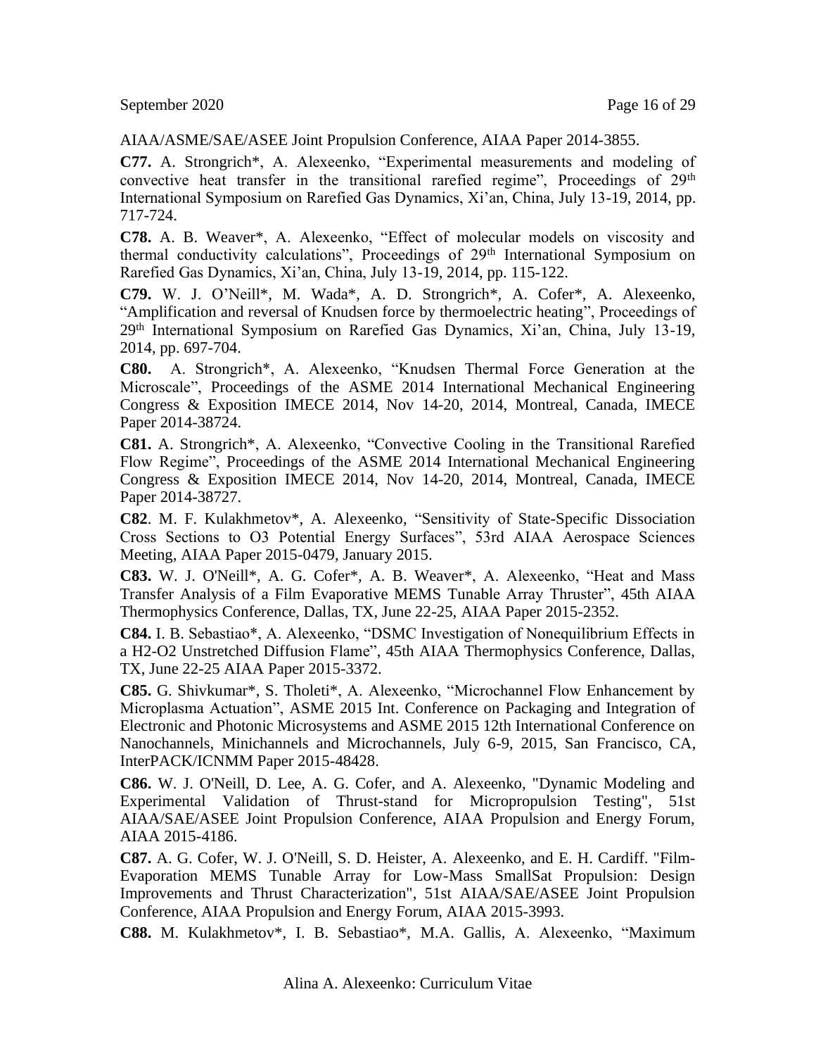AIAA/ASME/SAE/ASEE Joint Propulsion Conference, AIAA Paper 2014-3855.

**C77.** A. Strongrich*, A. Alexeenko, "Experimental measurements and modeling of convective heat transfer in the transitional rarefied regime", Proceedings of 29th International Symposium on Rarefied Gas Dynamics, Xi'an, China, July 13-19, 2014, pp. 717-724.

**C78.** A. B. Weaver*, A. Alexeenko, "Effect of molecular models on viscosity and thermal conductivity calculations", Proceedings of 29th International Symposium on Rarefied Gas Dynamics, Xi'an, China, July 13-19, 2014, pp. 115-122.

**C79.** W. J. O'Neill*, M. Wada*, A. D. Strongrich*, A. Cofer*, A. Alexeenko, "Amplification and reversal of Knudsen force by thermoelectric heating", Proceedings of 29th International Symposium on Rarefied Gas Dynamics, Xi'an, China, July 13-19, 2014, pp. 697-704.

**C80.** A. Strongrich*, A. Alexeenko, "Knudsen Thermal Force Generation at the Microscale", Proceedings of the ASME 2014 International Mechanical Engineering Congress & Exposition IMECE 2014, Nov 14-20, 2014, Montreal, Canada, IMECE Paper 2014-38724.

**C81.** A. Strongrich*, A. Alexeenko, "Convective Cooling in the Transitional Rarefied Flow Regime", Proceedings of the ASME 2014 International Mechanical Engineering Congress & Exposition IMECE 2014, Nov 14-20, 2014, Montreal, Canada, IMECE Paper 2014-38727.

**C82**. M. F. Kulakhmetov*, A. Alexeenko, "Sensitivity of State-Specific Dissociation Cross Sections to O3 Potential Energy Surfaces", 53rd AIAA Aerospace Sciences Meeting, AIAA Paper 2015-0479, January 2015.

**C83.** W. J. O'Neill*, A. G. Cofer*, A. B. Weaver*, A. Alexeenko, "Heat and Mass Transfer Analysis of a Film Evaporative MEMS Tunable Array Thruster", 45th AIAA Thermophysics Conference, Dallas, TX, June 22-25, AIAA Paper 2015-2352.

**C84.** I. B. Sebastiao*, A. Alexeenko, "DSMC Investigation of Nonequilibrium Effects in a H2-O2 Unstretched Diffusion Flame", 45th AIAA Thermophysics Conference, Dallas, TX, June 22-25 AIAA Paper 2015-3372.

**C85.** G. Shivkumar*, S. Tholeti*, A. Alexeenko, "Microchannel Flow Enhancement by Microplasma Actuation", ASME 2015 Int. Conference on Packaging and Integration of Electronic and Photonic Microsystems and ASME 2015 12th International Conference on Nanochannels, Minichannels and Microchannels, July 6-9, 2015, San Francisco, CA, InterPACK/ICNMM Paper 2015-48428.

**C86.** W. J. O'Neill, D. Lee, A. G. Cofer, and A. Alexeenko, "Dynamic Modeling and Experimental Validation of Thrust-stand for Micropropulsion Testing", 51st AIAA/SAE/ASEE Joint Propulsion Conference, AIAA Propulsion and Energy Forum, AIAA 2015-4186.

**C87.** A. G. Cofer, W. J. O'Neill, S. D. Heister, A. Alexeenko, and E. H. Cardiff. "Film-Evaporation MEMS Tunable Array for Low-Mass SmallSat Propulsion: Design Improvements and Thrust Characterization", 51st AIAA/SAE/ASEE Joint Propulsion Conference, AIAA Propulsion and Energy Forum, AIAA 2015-3993.

**C88.** M. Kulakhmetov*, I. B. Sebastiao*, M.A. Gallis, A. Alexeenko, "Maximum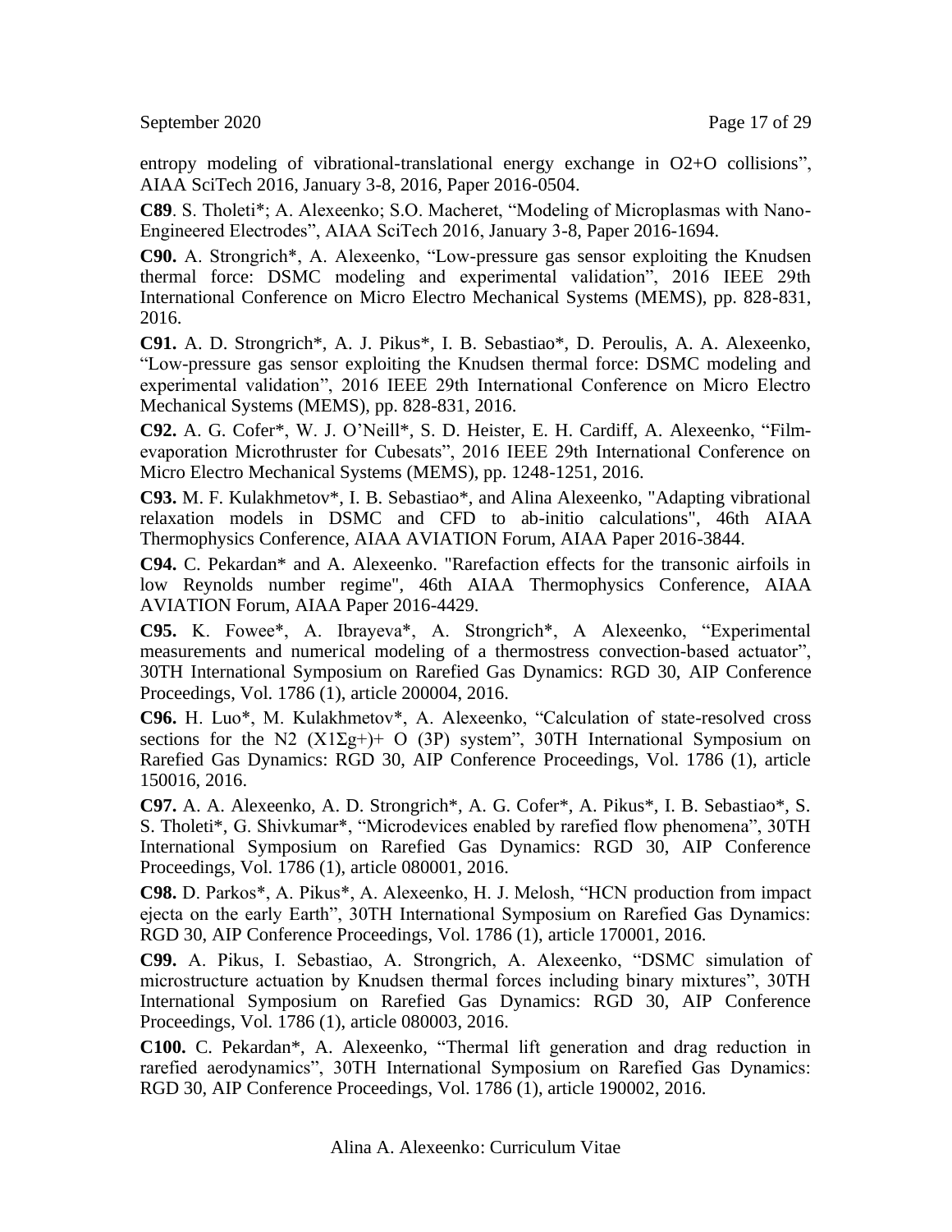entropy modeling of vibrational-translational energy exchange in $O_2$+O collisions", AIAA SciTech 2016, January 3-8, 2016, Paper 2016-0504.

**C89**. S. Tholeti*; A. Alexeenko; S.O. Macheret, "Modeling of Microplasmas with Nano-Engineered Electrodes", AIAA SciTech 2016, January 3-8, Paper 2016-1694.

**C90.** A. Strongrich*, A. Alexeenko, "Low-pressure gas sensor exploiting the Knudsen thermal force: DSMC modeling and experimental validation", 2016 IEEE 29th International Conference on Micro Electro Mechanical Systems (MEMS), pp. 828-831, 2016.

**C91.** A. D. Strongrich*, A. J. Pikus*, I. B. Sebastiao*, D. Peroulis, A. A. Alexeenko, "Low-pressure gas sensor exploiting the Knudsen thermal force: DSMC modeling and experimental validation", 2016 IEEE 29th International Conference on Micro Electro Mechanical Systems (MEMS), pp. 828-831, 2016.

**C92.** A. G. Cofer*, W. J. O'Neill*, S. D. Heister, E. H. Cardiff, A. Alexeenko, "Film-evaporation Microthruster for Cubesats", 2016 IEEE 29th International Conference on Micro Electro Mechanical Systems (MEMS), pp. 1248-1251, 2016.

**C93.** M. F. Kulakhmetov*, I. B. Sebastiao*, and Alina Alexeenko, "Adapting vibrational relaxation models in DSMC and CFD to ab-initio calculations", 46th AIAA Thermophysics Conference, AIAA AVIATION Forum, AIAA Paper 2016-3844.

**C94.** C. Pekardan* and A. Alexeenko. "Rarefaction effects for the transonic airfoils in low Reynolds number regime", 46th AIAA Thermophysics Conference, AIAA AVIATION Forum, AIAA Paper 2016-4429.

**C95.** K. Fowee*, A. Ibrayeva*, A. Strongrich*, A Alexeenko, "Experimental measurements and numerical modeling of a thermostress convection-based actuator", 30TH International Symposium on Rarefied Gas Dynamics: RGD 30, AIP Conference Proceedings, Vol. 1786 (1), article 200004, 2016.

**C96.** H. Luo*, M. Kulakhmetov*, A. Alexeenko, "Calculation of state-resolved cross sections for the $N_2$ ($X^1\Sigma_g^+$)+ O ($^3P$) system", 30TH International Symposium on Rarefied Gas Dynamics: RGD 30, AIP Conference Proceedings, Vol. 1786 (1), article 150016, 2016.

**C97.** A. A. Alexeenko, A. D. Strongrich*, A. G. Cofer*, A. Pikus*, I. B. Sebastiao*, S. S. Tholeti*, G. Shivkumar*, "Microdevices enabled by rarefied flow phenomena", 30TH International Symposium on Rarefied Gas Dynamics: RGD 30, AIP Conference Proceedings, Vol. 1786 (1), article 080001, 2016.

**C98.** D. Parkos*, A. Pikus*, A. Alexeenko, H. J. Melosh, "HCN production from impact ejecta on the early Earth", 30TH International Symposium on Rarefied Gas Dynamics: RGD 30, AIP Conference Proceedings, Vol. 1786 (1), article 170001, 2016.

**C99.** A. Pikus, I. Sebastiao, A. Strongrich, A. Alexeenko, "DSMC simulation of microstructure actuation by Knudsen thermal forces including binary mixtures", 30TH International Symposium on Rarefied Gas Dynamics: RGD 30, AIP Conference Proceedings, Vol. 1786 (1), article 080003, 2016.

**C100.** C. Pekardan*, A. Alexeenko, "Thermal lift generation and drag reduction in rarefied aerodynamics", 30TH International Symposium on Rarefied Gas Dynamics: RGD 30, AIP Conference Proceedings, Vol. 1786 (1), article 190002, 2016.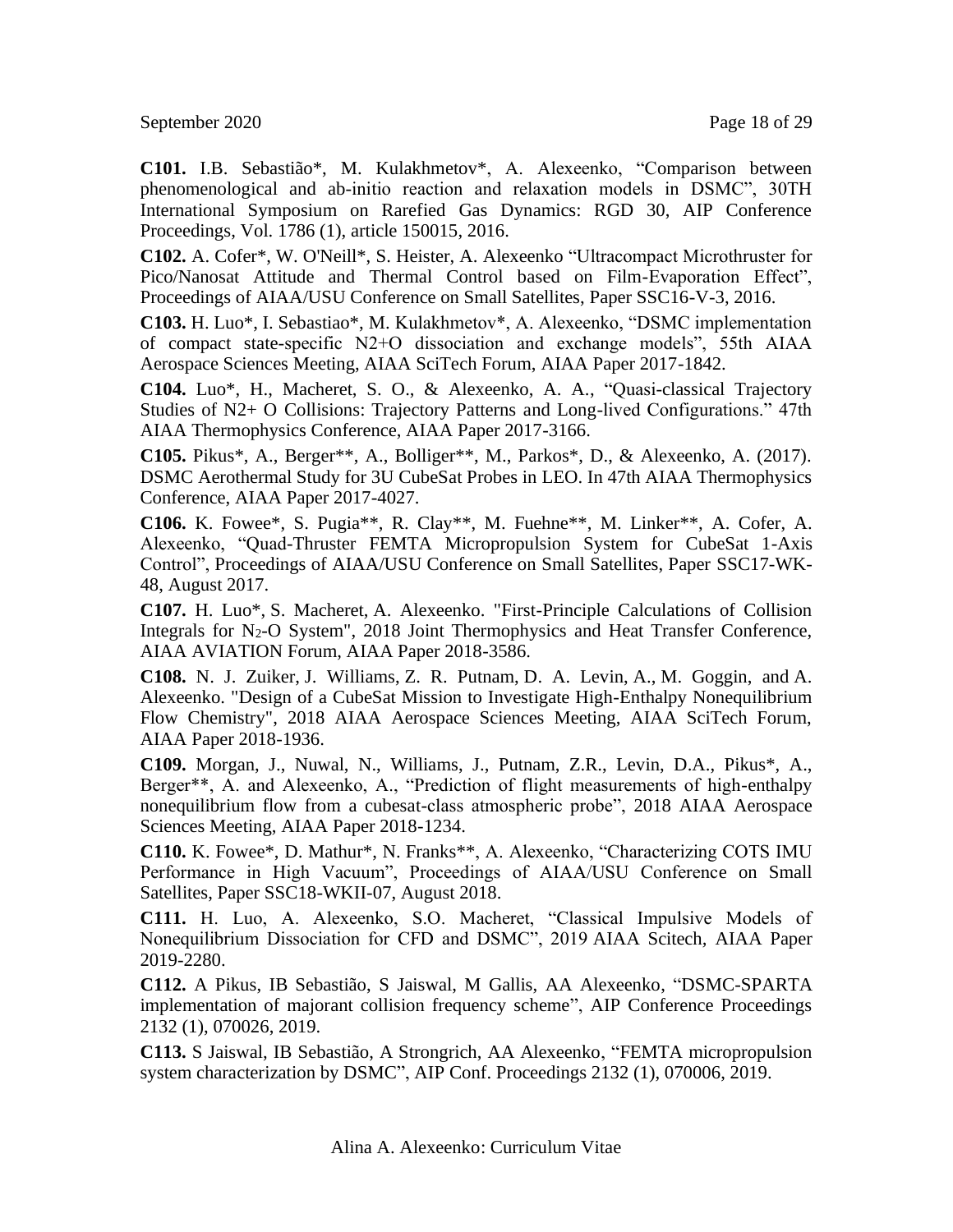**C101.** I.B. Sebastião*, M. Kulakhmetov*, A. Alexeenko, "Comparison between phenomenological and ab-initio reaction and relaxation models in DSMC", 30TH International Symposium on Rarefied Gas Dynamics: RGD 30, AIP Conference Proceedings, Vol. 1786 (1), article 150015, 2016.

**C102.** A. Cofer*, W. O'Neill*, S. Heister, A. Alexeenko "Ultracompact Microthruster for Pico/Nanosat Attitude and Thermal Control based on Film-Evaporation Effect", Proceedings of AIAA/USU Conference on Small Satellites, Paper SSC16-V-3, 2016.

**C103.** H. Luo*, I. Sebastiao*, M. Kulakhmetov*, A. Alexeenko, "DSMC implementation of compact state-specific N2+O dissociation and exchange models", 55th AIAA Aerospace Sciences Meeting, AIAA SciTech Forum, AIAA Paper 2017-1842.

**C104.** Luo*, H., Macheret, S. O., & Alexeenko, A. A., "Quasi-classical Trajectory Studies of N2+ O Collisions: Trajectory Patterns and Long-lived Configurations." 47th AIAA Thermophysics Conference, AIAA Paper 2017-3166.

**C105.** Pikus*, A., Berger**, A., Bolliger**, M., Parkos*, D., & Alexeenko, A. (2017). DSMC Aerothermal Study for 3U CubeSat Probes in LEO. In 47th AIAA Thermophysics Conference, AIAA Paper 2017-4027.

**C106.** K. Fowee*, S. Pugia**, R. Clay**, M. Fuehne**, M. Linker**, A. Cofer, A. Alexeenko, "Quad-Thruster FEMTA Micropropulsion System for CubeSat 1-Axis Control", Proceedings of AIAA/USU Conference on Small Satellites, Paper SSC17-WK-48, August 2017.

**C107.** H. Luo*, S. Macheret, A. Alexeenko. "First-Principle Calculations of Collision Integrals for $N_2$-O System", 2018 Joint Thermophysics and Heat Transfer Conference, AIAA AVIATION Forum, AIAA Paper 2018-3586.

**C108.** N. J. Zuiker, J. Williams, Z. R. Putnam, D. A. Levin, A., M. Goggin, and A. Alexeenko. "Design of a CubeSat Mission to Investigate High-Enthalpy Nonequilibrium Flow Chemistry", 2018 AIAA Aerospace Sciences Meeting, AIAA SciTech Forum, AIAA Paper 2018-1936.

**C109.** Morgan, J., Nuwal, N., Williams, J., Putnam, Z.R., Levin, D.A., Pikus*, A., Berger**, A. and Alexeenko, A., "Prediction of flight measurements of high-enthalpy nonequilibrium flow from a cubesat-class atmospheric probe", 2018 AIAA Aerospace Sciences Meeting, AIAA Paper 2018-1234.

**C110.** K. Fowee*, D. Mathur*, N. Franks**, A. Alexeenko, "Characterizing COTS IMU Performance in High Vacuum", Proceedings of AIAA/USU Conference on Small Satellites, Paper SSC18-WKII-07, August 2018.

**C111.** H. Luo, A. Alexeenko, S.O. Macheret, "Classical Impulsive Models of Nonequilibrium Dissociation for CFD and DSMC", 2019 AIAA Scitech, AIAA Paper 2019-2280.

**C112.** A Pikus, IB Sebastião, S Jaiswal, M Gallis, AA Alexeenko, "DSMC-SPARTA implementation of majorant collision frequency scheme", AIP Conference Proceedings 2132 (1), 070026, 2019.

**C113.** S Jaiswal, IB Sebastião, A Strongrich, AA Alexeenko, "FEMTA micropropulsion system characterization by DSMC", AIP Conf. Proceedings 2132 (1), 070006, 2019.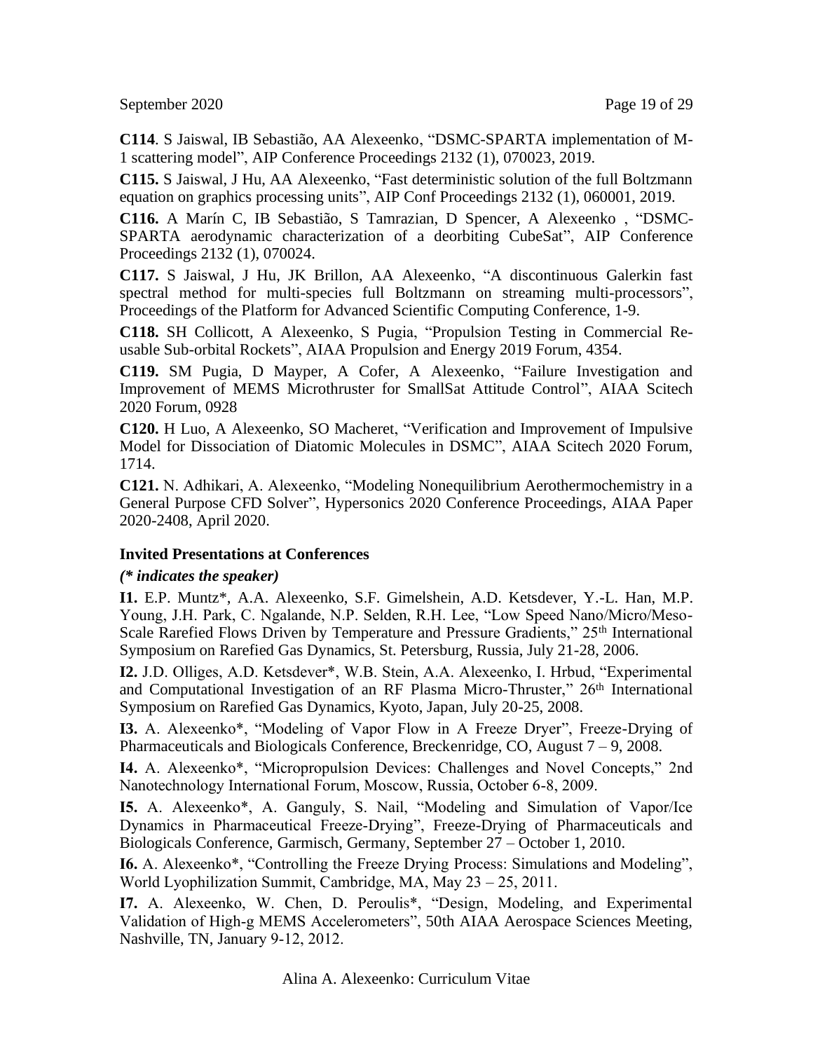**C114**. S Jaiswal, IB Sebastião, AA Alexeenko, "DSMC-SPARTA implementation of M-1 scattering model", AIP Conference Proceedings 2132 (1), 070023, 2019.

**C115.** S Jaiswal, J Hu, AA Alexeenko, "Fast deterministic solution of the full Boltzmann equation on graphics processing units", AIP Conf Proceedings 2132 (1), 060001, 2019.

**C116.** A Marín C, IB Sebastião, S Tamrazian, D Spencer, A Alexeenko , "DSMC-SPARTA aerodynamic characterization of a deorbiting CubeSat", AIP Conference Proceedings 2132 (1), 070024.

**C117.** S Jaiswal, J Hu, JK Brillon, AA Alexeenko, "A discontinuous Galerkin fast spectral method for multi-species full Boltzmann on streaming multi-processors", Proceedings of the Platform for Advanced Scientific Computing Conference, 1-9.

**C118.** SH Collicott, A Alexeenko, S Pugia, "Propulsion Testing in Commercial Re-usable Sub-orbital Rockets", AIAA Propulsion and Energy 2019 Forum, 4354.

**C119.** SM Pugia, D Mayper, A Cofer, A Alexeenko, "Failure Investigation and Improvement of MEMS Microthruster for SmallSat Attitude Control", AIAA Scitech 2020 Forum, 0928

**C120.** H Luo, A Alexeenko, SO Macheret, "Verification and Improvement of Impulsive Model for Dissociation of Diatomic Molecules in DSMC", AIAA Scitech 2020 Forum, 1714.

**C121.** N. Adhikari, A. Alexeenko, "Modeling Nonequilibrium Aerothermochemistry in a General Purpose CFD Solver", Hypersonics 2020 Conference Proceedings, AIAA Paper 2020-2408, April 2020.

### Invited Presentations at Conferences

***(\* indicates the speaker)***

**I1.** E.P. Muntz*, A.A. Alexeenko, S.F. Gimelshein, A.D. Ketsdever, Y.-L. Han, M.P. Young, J.H. Park, C. Ngalande, N.P. Selden, R.H. Lee, "Low Speed Nano/Micro/Meso-Scale Rarefied Flows Driven by Temperature and Pressure Gradients," 25th International Symposium on Rarefied Gas Dynamics, St. Petersburg, Russia, July 21-28, 2006.

**I2.** J.D. Olliges, A.D. Ketsdever*, W.B. Stein, A.A. Alexeenko, I. Hrbud, "Experimental and Computational Investigation of an RF Plasma Micro-Thruster," 26th International Symposium on Rarefied Gas Dynamics, Kyoto, Japan, July 20-25, 2008.

**I3.** A. Alexeenko*, "Modeling of Vapor Flow in A Freeze Dryer", Freeze-Drying of Pharmaceuticals and Biologicals Conference, Breckenridge, CO, August 7 – 9, 2008.

**I4.** A. Alexeenko*, "Micropropulsion Devices: Challenges and Novel Concepts," 2nd Nanotechnology International Forum, Moscow, Russia, October 6-8, 2009.

**I5.** A. Alexeenko*, A. Ganguly, S. Nail, "Modeling and Simulation of Vapor/Ice Dynamics in Pharmaceutical Freeze-Drying", Freeze-Drying of Pharmaceuticals and Biologicals Conference, Garmisch, Germany, September 27 – October 1, 2010.

**I6.** A. Alexeenko*, "Controlling the Freeze Drying Process: Simulations and Modeling", World Lyophilization Summit, Cambridge, MA, May 23 – 25, 2011.

**I7.** A. Alexeenko, W. Chen, D. Peroulis*, "Design, Modeling, and Experimental Validation of High-g MEMS Accelerometers", 50th AIAA Aerospace Sciences Meeting, Nashville, TN, January 9-12, 2012.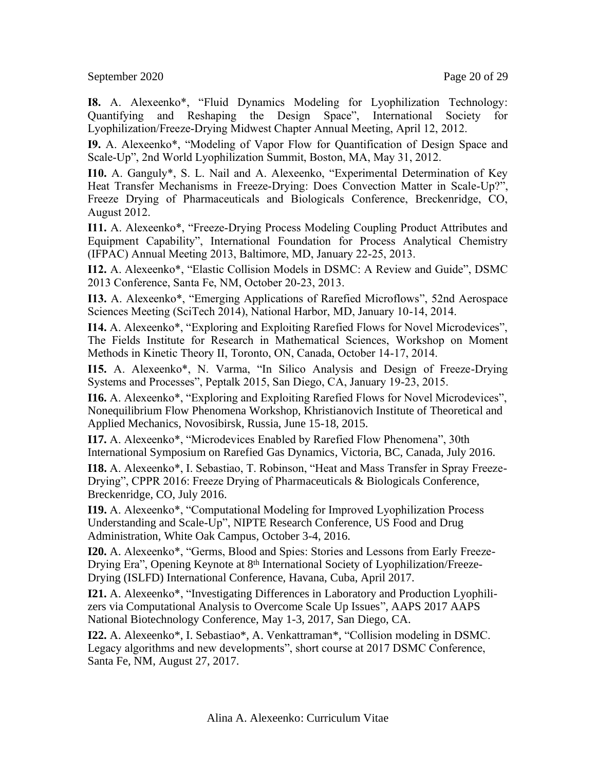**I8.** A. Alexeenko*, "Fluid Dynamics Modeling for Lyophilization Technology: Quantifying and Reshaping the Design Space", International Society for Lyophilization/Freeze-Drying Midwest Chapter Annual Meeting, April 12, 2012.

**I9.** A. Alexeenko*, "Modeling of Vapor Flow for Quantification of Design Space and Scale-Up", 2nd World Lyophilization Summit, Boston, MA, May 31, 2012.

**I10.** A. Ganguly*, S. L. Nail and A. Alexeenko, "Experimental Determination of Key Heat Transfer Mechanisms in Freeze-Drying: Does Convection Matter in Scale-Up?", Freeze Drying of Pharmaceuticals and Biologicals Conference, Breckenridge, CO, August 2012.

**I11.** A. Alexeenko*, "Freeze-Drying Process Modeling Coupling Product Attributes and Equipment Capability", International Foundation for Process Analytical Chemistry (IFPAC) Annual Meeting 2013, Baltimore, MD, January 22-25, 2013.

**I12.** A. Alexeenko*, "Elastic Collision Models in DSMC: A Review and Guide", DSMC 2013 Conference, Santa Fe, NM, October 20-23, 2013.

**I13.** A. Alexeenko*, "Emerging Applications of Rarefied Microflows", 52nd Aerospace Sciences Meeting (SciTech 2014), National Harbor, MD, January 10-14, 2014.

**I14.** A. Alexeenko*, "Exploring and Exploiting Rarefied Flows for Novel Microdevices", The Fields Institute for Research in Mathematical Sciences, Workshop on Moment Methods in Kinetic Theory II, Toronto, ON, Canada, October 14-17, 2014.

**I15.** A. Alexeenko*, N. Varma, "In Silico Analysis and Design of Freeze-Drying Systems and Processes", Peptalk 2015, San Diego, CA, January 19-23, 2015.

**I16.** A. Alexeenko*, "Exploring and Exploiting Rarefied Flows for Novel Microdevices", Nonequilibrium Flow Phenomena Workshop, Khristianovich Institute of Theoretical and Applied Mechanics, Novosibirsk, Russia, June 15-18, 2015.

**I17.** A. Alexeenko*, "Microdevices Enabled by Rarefied Flow Phenomena", 30th International Symposium on Rarefied Gas Dynamics, Victoria, BC, Canada, July 2016.

**I18.** A. Alexeenko*, I. Sebastiao, T. Robinson, "Heat and Mass Transfer in Spray Freeze-Drying", CPPR 2016: Freeze Drying of Pharmaceuticals & Biologicals Conference, Breckenridge, CO, July 2016.

**I19.** A. Alexeenko*, "Computational Modeling for Improved Lyophilization Process Understanding and Scale-Up", NIPTE Research Conference, US Food and Drug Administration, White Oak Campus, October 3-4, 2016.

**I20.** A. Alexeenko*, "Germs, Blood and Spies: Stories and Lessons from Early Freeze-Drying Era", Opening Keynote at 8th International Society of Lyophilization/Freeze-Drying (ISLFD) International Conference, Havana, Cuba, April 2017.

**I21.** A. Alexeenko*, "Investigating Differences in Laboratory and Production Lyophilizers via Computational Analysis to Overcome Scale Up Issues", AAPS 2017 AAPS National Biotechnology Conference, May 1-3, 2017, San Diego, CA.

**I22.** A. Alexeenko*, I. Sebastiao*, A. Venkattraman*, "Collision modeling in DSMC. Legacy algorithms and new developments", short course at 2017 DSMC Conference, Santa Fe, NM, August 27, 2017.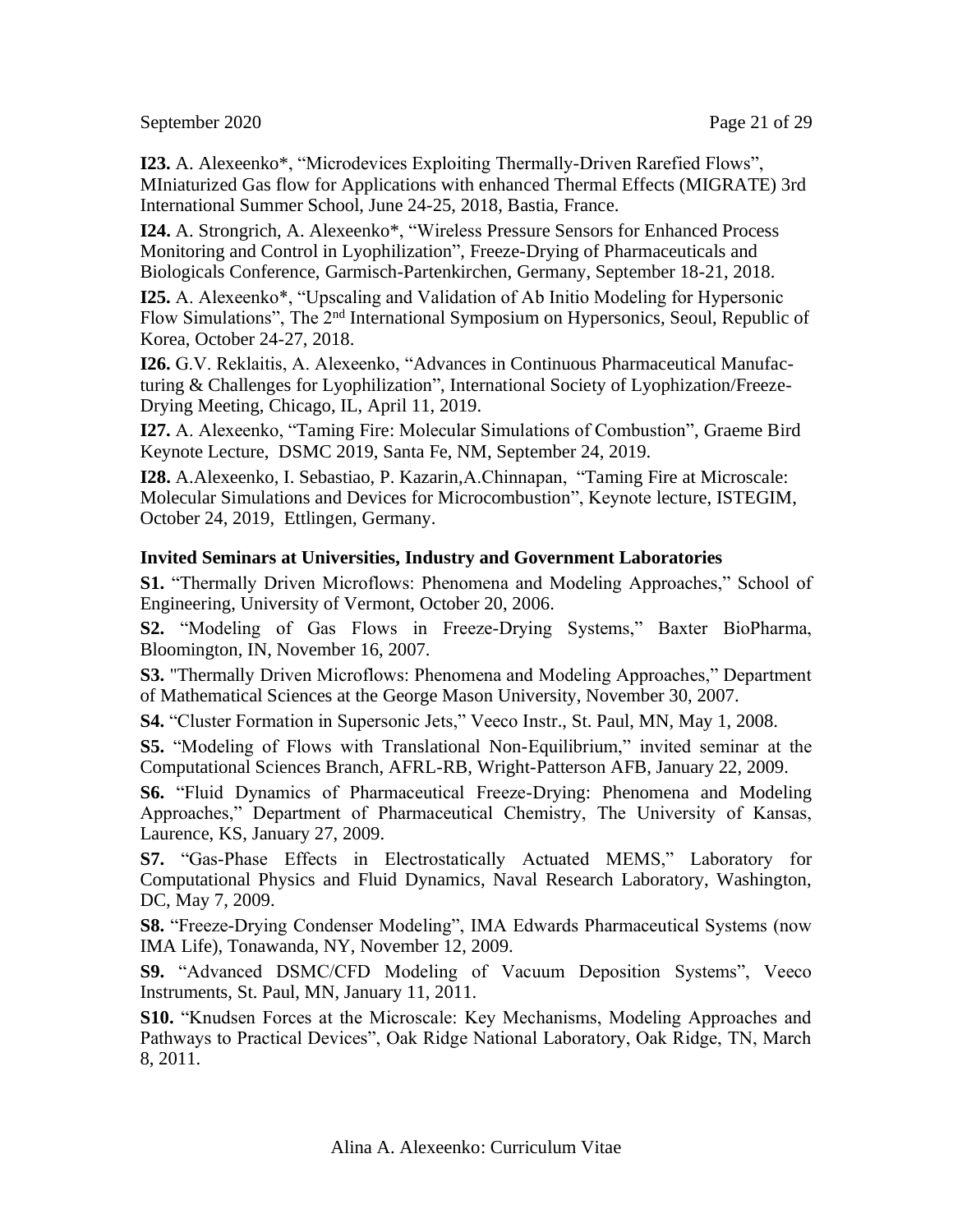**I23.** A. Alexeenko*, "Microdevices Exploiting Thermally-Driven Rarefied Flows", MIniaturized Gas flow for Applications with enhanced Thermal Effects (MIGRATE) 3rd International Summer School, June 24-25, 2018, Bastia, France.

**I24.** A. Strongrich, A. Alexeenko*, "Wireless Pressure Sensors for Enhanced Process Monitoring and Control in Lyophilization", Freeze-Drying of Pharmaceuticals and Biologicals Conference, Garmisch-Partenkirchen, Germany, September 18-21, 2018.

**I25.** A. Alexeenko*, "Upscaling and Validation of Ab Initio Modeling for Hypersonic Flow Simulations", The 2nd International Symposium on Hypersonics, Seoul, Republic of Korea, October 24-27, 2018.

**I26.** G.V. Reklaitis, A. Alexeenko, "Advances in Continuous Pharmaceutical Manufacturing & Challenges for Lyophilization", International Society of Lyophization/Freeze-Drying Meeting, Chicago, IL, April 11, 2019.

**I27.** A. Alexeenko, "Taming Fire: Molecular Simulations of Combustion", Graeme Bird Keynote Lecture, DSMC 2019, Santa Fe, NM, September 24, 2019.

**I28.** A.Alexeenko, I. Sebastiao, P. Kazarin,A.Chinnapan, "Taming Fire at Microscale: Molecular Simulations and Devices for Microcombustion", Keynote lecture, ISTEGIM, October 24, 2019, Ettlingen, Germany.

### Invited Seminars at Universities, Industry and Government Laboratories

**S1.** "Thermally Driven Microflows: Phenomena and Modeling Approaches," School of Engineering, University of Vermont, October 20, 2006.

**S2.** "Modeling of Gas Flows in Freeze-Drying Systems," Baxter BioPharma, Bloomington, IN, November 16, 2007.

**S3.** "Thermally Driven Microflows: Phenomena and Modeling Approaches," Department of Mathematical Sciences at the George Mason University, November 30, 2007.

**S4.** "Cluster Formation in Supersonic Jets," Veeco Instr., St. Paul, MN, May 1, 2008.

**S5.** "Modeling of Flows with Translational Non-Equilibrium," invited seminar at the Computational Sciences Branch, AFRL-RB, Wright-Patterson AFB, January 22, 2009.

**S6.** "Fluid Dynamics of Pharmaceutical Freeze-Drying: Phenomena and Modeling Approaches," Department of Pharmaceutical Chemistry, The University of Kansas, Laurence, KS, January 27, 2009.

**S7.** "Gas-Phase Effects in Electrostatically Actuated MEMS," Laboratory for Computational Physics and Fluid Dynamics, Naval Research Laboratory, Washington, DC, May 7, 2009.

**S8.** "Freeze-Drying Condenser Modeling", IMA Edwards Pharmaceutical Systems (now IMA Life), Tonawanda, NY, November 12, 2009.

**S9.** "Advanced DSMC/CFD Modeling of Vacuum Deposition Systems", Veeco Instruments, St. Paul, MN, January 11, 2011.

**S10.** "Knudsen Forces at the Microscale: Key Mechanisms, Modeling Approaches and Pathways to Practical Devices", Oak Ridge National Laboratory, Oak Ridge, TN, March 8, 2011.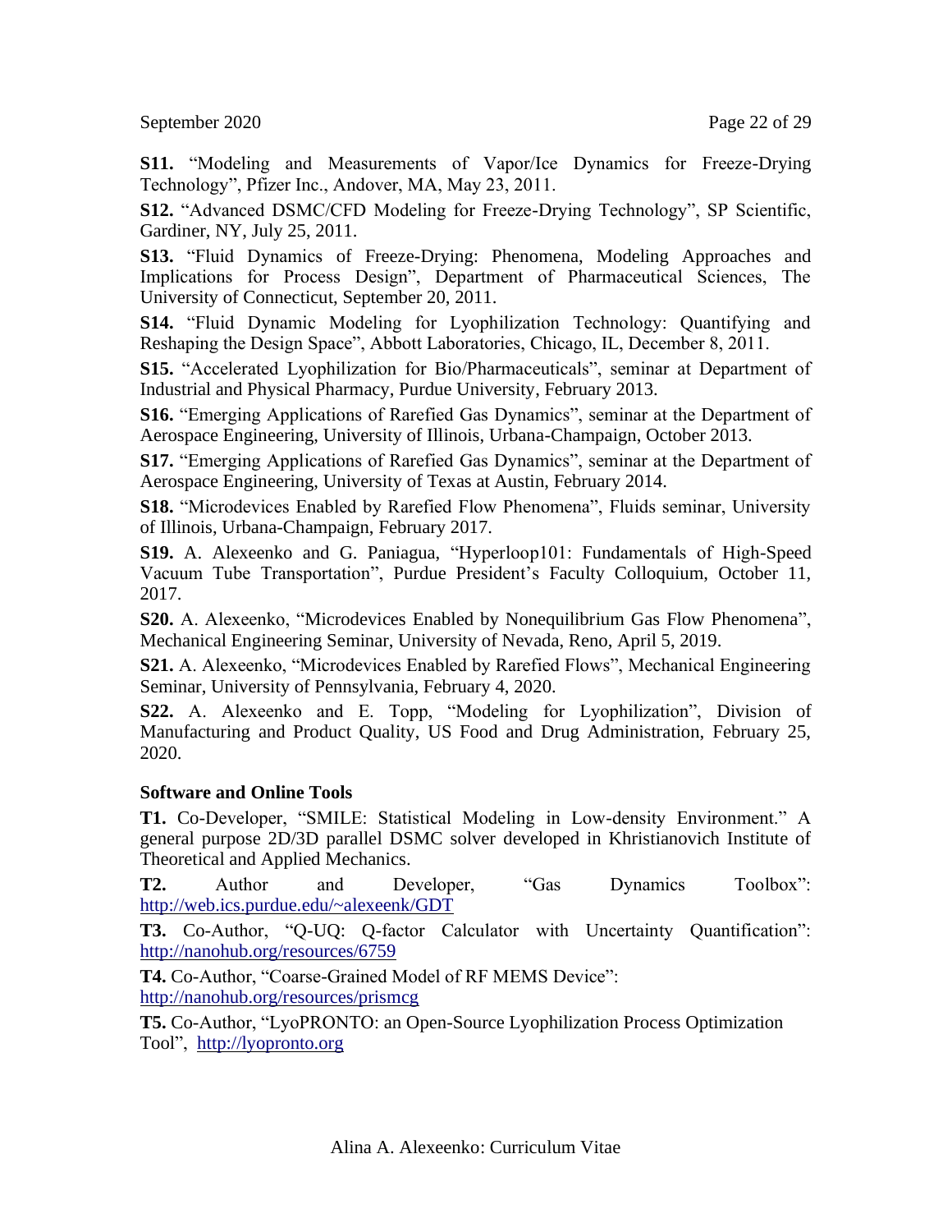**S11.** "Modeling and Measurements of Vapor/Ice Dynamics for Freeze-Drying Technology", Pfizer Inc., Andover, MA, May 23, 2011.

**S12.** "Advanced DSMC/CFD Modeling for Freeze-Drying Technology", SP Scientific, Gardiner, NY, July 25, 2011.

**S13.** "Fluid Dynamics of Freeze-Drying: Phenomena, Modeling Approaches and Implications for Process Design", Department of Pharmaceutical Sciences, The University of Connecticut, September 20, 2011.

**S14.** "Fluid Dynamic Modeling for Lyophilization Technology: Quantifying and Reshaping the Design Space", Abbott Laboratories, Chicago, IL, December 8, 2011.

**S15.** "Accelerated Lyophilization for Bio/Pharmaceuticals", seminar at Department of Industrial and Physical Pharmacy, Purdue University, February 2013.

**S16.** "Emerging Applications of Rarefied Gas Dynamics", seminar at the Department of Aerospace Engineering, University of Illinois, Urbana-Champaign, October 2013.

**S17.** "Emerging Applications of Rarefied Gas Dynamics", seminar at the Department of Aerospace Engineering, University of Texas at Austin, February 2014.

**S18.** "Microdevices Enabled by Rarefied Flow Phenomena", Fluids seminar, University of Illinois, Urbana-Champaign, February 2017.

**S19.** A. Alexeenko and G. Paniagua, "Hyperloop101: Fundamentals of High-Speed Vacuum Tube Transportation", Purdue President's Faculty Colloquium, October 11, 2017.

**S20.** A. Alexeenko, "Microdevices Enabled by Nonequilibrium Gas Flow Phenomena", Mechanical Engineering Seminar, University of Nevada, Reno, April 5, 2019.

**S21.** A. Alexeenko, "Microdevices Enabled by Rarefied Flows", Mechanical Engineering Seminar, University of Pennsylvania, February 4, 2020.

**S22.** A. Alexeenko and E. Topp, "Modeling for Lyophilization", Division of Manufacturing and Product Quality, US Food and Drug Administration, February 25, 2020.

### Software and Online Tools

**T1.** Co-Developer, "SMILE: Statistical Modeling in Low-density Environment." A general purpose 2D/3D parallel DSMC solver developed in Khristianovich Institute of Theoretical and Applied Mechanics.

**T2.** Author and Developer, "Gas Dynamics Toolbox": http://web.ics.purdue.edu/~alexeenk/GDT

**T3.** Co-Author, "Q-UQ: Q-factor Calculator with Uncertainty Quantification": http://nanohub.org/resources/6759

**T4.** Co-Author, "Coarse-Grained Model of RF MEMS Device": http://nanohub.org/resources/prismcg

**T5.** Co-Author, "LyoPRONTO: an Open-Source Lyophilization Process Optimization Tool", http://lyopronto.org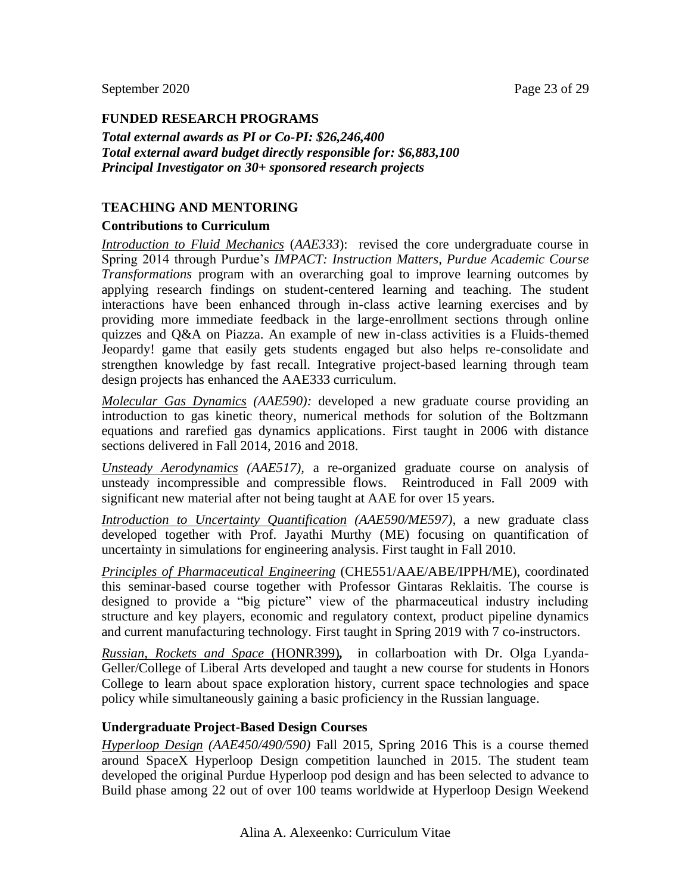## FUNDED RESEARCH PROGRAMS

***Total external awards as PI or Co-PI: $26,246,400***
***Total external award budget directly responsible for: $6,883,100***
***Principal Investigator on 30+ sponsored research projects***

## TEACHING AND MENTORING

### Contributions to Curriculum

*Introduction to Fluid Mechanics* (*AAE333*): revised the core undergraduate course in Spring 2014 through Purdue's *IMPACT: Instruction Matters, Purdue Academic Course Transformations* program with an overarching goal to improve learning outcomes by applying research findings on student-centered learning and teaching. The student interactions have been enhanced through in-class active learning exercises and by providing more immediate feedback in the large-enrollment sections through online quizzes and Q&A on Piazza. An example of new in-class activities is a Fluids-themed Jeopardy! game that easily gets students engaged but also helps re-consolidate and strengthen knowledge by fast recall. Integrative project-based learning through team design projects has enhanced the AAE333 curriculum.

*Molecular Gas Dynamics (AAE590):* developed a new graduate course providing an introduction to gas kinetic theory, numerical methods for solution of the Boltzmann equations and rarefied gas dynamics applications. First taught in 2006 with distance sections delivered in Fall 2014, 2016 and 2018.

*Unsteady Aerodynamics (AAE517),* a re-organized graduate course on analysis of unsteady incompressible and compressible flows. Reintroduced in Fall 2009 with significant new material after not being taught at AAE for over 15 years.

*Introduction to Uncertainty Quantification (AAE590/ME597)*, a new graduate class developed together with Prof. Jayathi Murthy (ME) focusing on quantification of uncertainty in simulations for engineering analysis. First taught in Fall 2010.

*Principles of Pharmaceutical Engineering* (CHE551/AAE/ABE/IPPH/ME), coordinated this seminar-based course together with Professor Gintaras Reklaitis. The course is designed to provide a "big picture" view of the pharmaceutical industry including structure and key players, economic and regulatory context, product pipeline dynamics and current manufacturing technology. First taught in Spring 2019 with 7 co-instructors.

*Russian, Rockets and Space* (HONR399)**,** in collarboation with Dr. Olga Lyanda-Geller/College of Liberal Arts developed and taught a new course for students in Honors College to learn about space exploration history, current space technologies and space policy while simultaneously gaining a basic proficiency in the Russian language.

### Undergraduate Project-Based Design Courses

*Hyperloop Design (AAE450/490/590)* Fall 2015, Spring 2016 This is a course themed around SpaceX Hyperloop Design competition launched in 2015. The student team developed the original Purdue Hyperloop pod design and has been selected to advance to Build phase among 22 out of over 100 teams worldwide at Hyperloop Design Weekend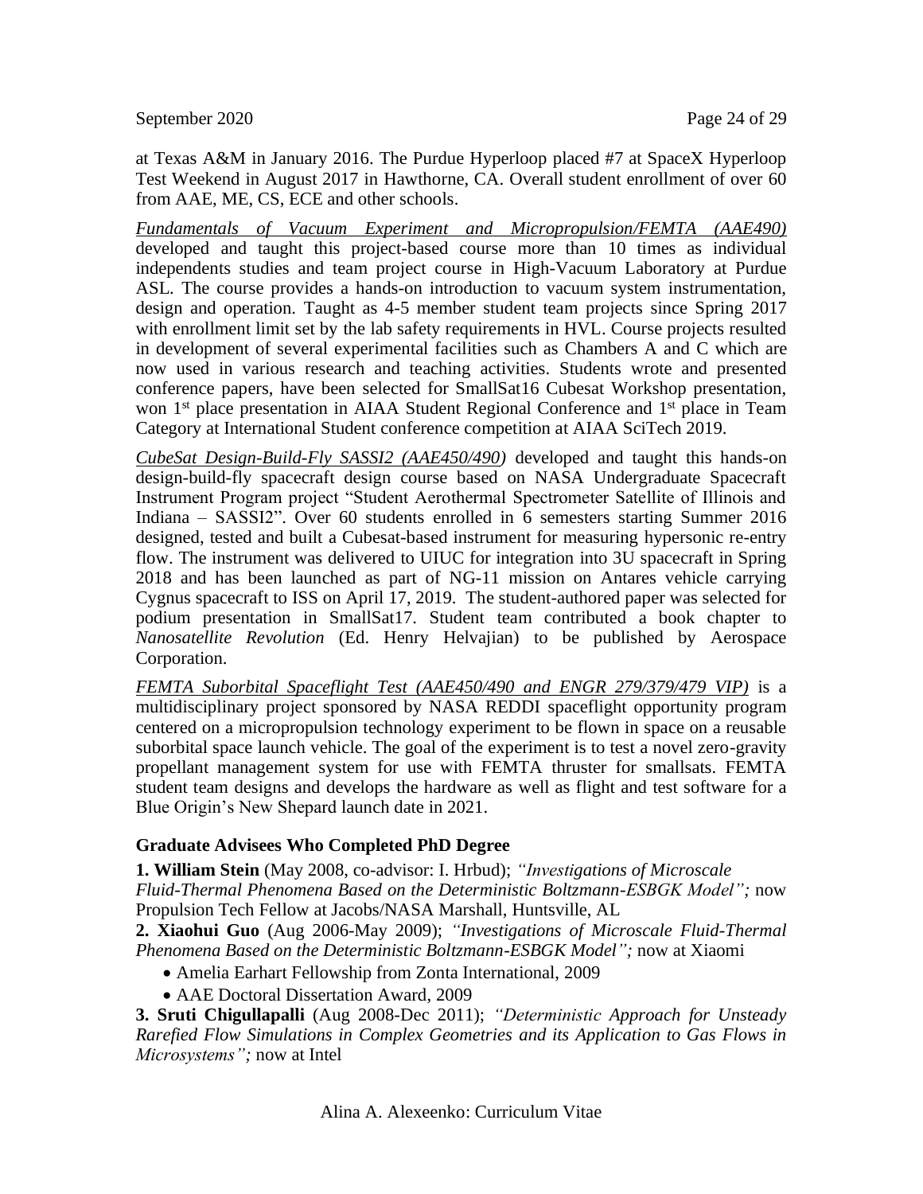at Texas A&M in January 2016. The Purdue Hyperloop placed #7 at SpaceX Hyperloop Test Weekend in August 2017 in Hawthorne, CA. Overall student enrollment of over 60 from AAE, ME, CS, ECE and other schools.

*Fundamentals of Vacuum Experiment and Micropropulsion/FEMTA (AAE490)* developed and taught this project-based course more than 10 times as individual independents studies and team project course in High-Vacuum Laboratory at Purdue ASL. The course provides a hands-on introduction to vacuum system instrumentation, design and operation. Taught as 4-5 member student team projects since Spring 2017 with enrollment limit set by the lab safety requirements in HVL. Course projects resulted in development of several experimental facilities such as Chambers A and C which are now used in various research and teaching activities. Students wrote and presented conference papers, have been selected for SmallSat16 Cubesat Workshop presentation, won 1st place presentation in AIAA Student Regional Conference and 1st place in Team Category at International Student conference competition at AIAA SciTech 2019.

*CubeSat Design-Build-Fly SASSI2 (AAE450/490)* developed and taught this hands-on design-build-fly spacecraft design course based on NASA Undergraduate Spacecraft Instrument Program project "Student Aerothermal Spectrometer Satellite of Illinois and Indiana – SASSI2". Over 60 students enrolled in 6 semesters starting Summer 2016 designed, tested and built a Cubesat-based instrument for measuring hypersonic re-entry flow. The instrument was delivered to UIUC for integration into 3U spacecraft in Spring 2018 and has been launched as part of NG-11 mission on Antares vehicle carrying Cygnus spacecraft to ISS on April 17, 2019. The student-authored paper was selected for podium presentation in SmallSat17. Student team contributed a book chapter to *Nanosatellite Revolution* (Ed. Henry Helvajian) to be published by Aerospace Corporation.

*FEMTA Suborbital Spaceflight Test (AAE450/490 and ENGR 279/379/479 VIP)* is a multidisciplinary project sponsored by NASA REDDI spaceflight opportunity program centered on a micropropulsion technology experiment to be flown in space on a reusable suborbital space launch vehicle. The goal of the experiment is to test a novel zero-gravity propellant management system for use with FEMTA thruster for smallsats. FEMTA student team designs and develops the hardware as well as flight and test software for a Blue Origin's New Shepard launch date in 2021.

### Graduate Advisees Who Completed PhD Degree

**1. William Stein** (May 2008, co-advisor: I. Hrbud); *"Investigations of Microscale Fluid-Thermal Phenomena Based on the Deterministic Boltzmann-ESBGK Model";* now Propulsion Tech Fellow at Jacobs/NASA Marshall, Huntsville, AL

**2. Xiaohui Guo** (Aug 2006-May 2009); *"Investigations of Microscale Fluid-Thermal Phenomena Based on the Deterministic Boltzmann-ESBGK Model";* now at Xiaomi

- Amelia Earhart Fellowship from Zonta International, 2009
- AAE Doctoral Dissertation Award, 2009

**3. Sruti Chigullapalli** (Aug 2008-Dec 2011); *"Deterministic Approach for Unsteady Rarefied Flow Simulations in Complex Geometries and its Application to Gas Flows in Microsystems";* now at Intel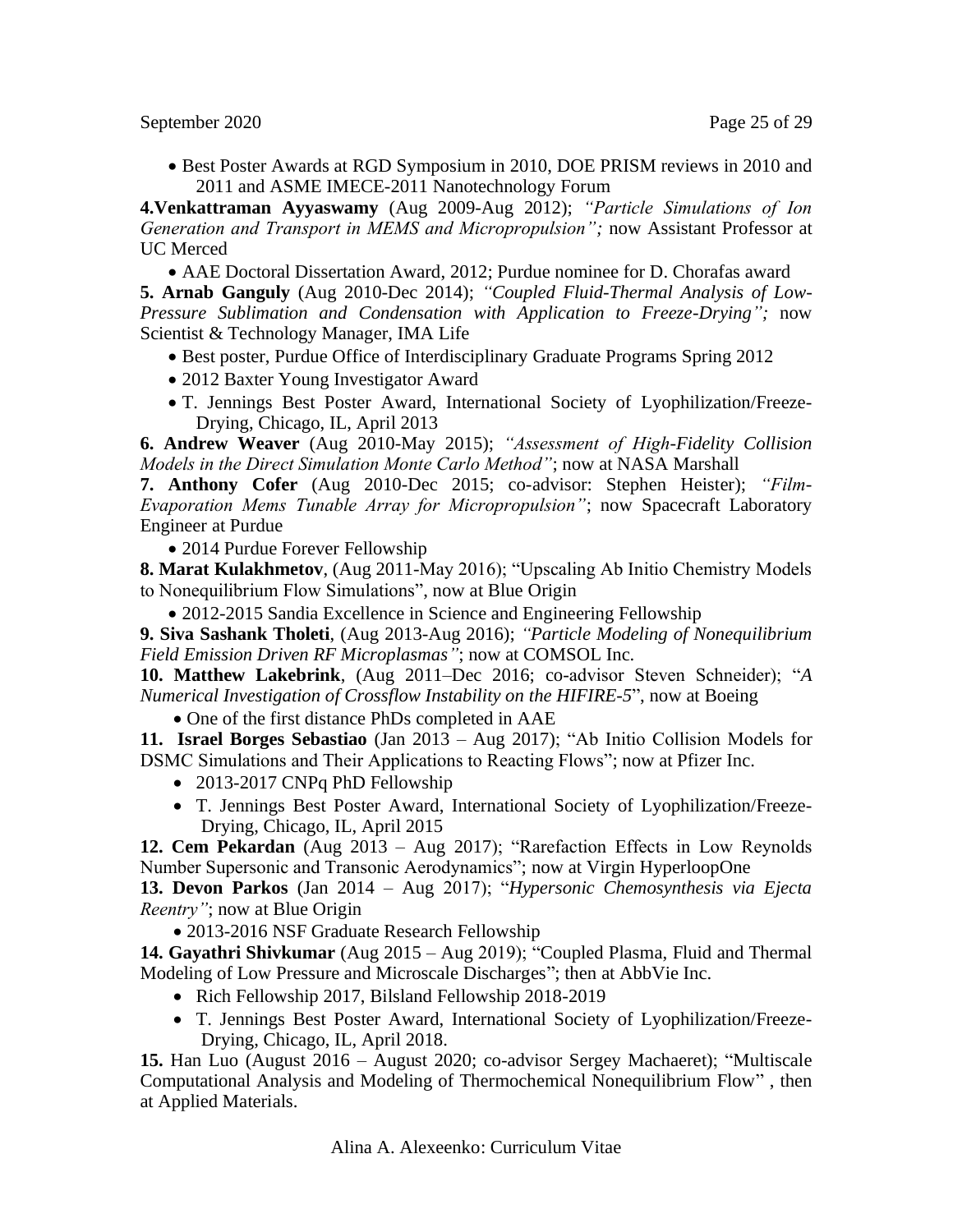- Best Poster Awards at RGD Symposium in 2010, DOE PRISM reviews in 2010 and 2011 and ASME IMECE-2011 Nanotechnology Forum

**4.Venkattraman Ayyaswamy** (Aug 2009-Aug 2012); *"Particle Simulations of Ion Generation and Transport in MEMS and Micropropulsion";* now Assistant Professor at UC Merced

- AAE Doctoral Dissertation Award, 2012; Purdue nominee for D. Chorafas award

**5. Arnab Ganguly** (Aug 2010-Dec 2014); *"Coupled Fluid-Thermal Analysis of Low-Pressure Sublimation and Condensation with Application to Freeze-Drying";* now Scientist & Technology Manager, IMA Life

- Best poster, Purdue Office of Interdisciplinary Graduate Programs Spring 2012
- 2012 Baxter Young Investigator Award
- T. Jennings Best Poster Award, International Society of Lyophilization/Freeze-Drying, Chicago, IL, April 2013

**6. Andrew Weaver** (Aug 2010-May 2015); *"Assessment of High-Fidelity Collision Models in the Direct Simulation Monte Carlo Method"*; now at NASA Marshall

**7. Anthony Cofer** (Aug 2010-Dec 2015; co-advisor: Stephen Heister); *"Film-Evaporation Mems Tunable Array for Micropropulsion"*; now Spacecraft Laboratory Engineer at Purdue

- 2014 Purdue Forever Fellowship

**8. Marat Kulakhmetov**, (Aug 2011-May 2016); "Upscaling Ab Initio Chemistry Models to Nonequilibrium Flow Simulations", now at Blue Origin

- 2012-2015 Sandia Excellence in Science and Engineering Fellowship

**9. Siva Sashank Tholeti**, (Aug 2013-Aug 2016); *"Particle Modeling of Nonequilibrium Field Emission Driven RF Microplasmas"*; now at COMSOL Inc.

**10. Matthew Lakebrink**, (Aug 2011–Dec 2016; co-advisor Steven Schneider); "*A Numerical Investigation of Crossflow Instability on the HIFIRE-5*", now at Boeing

- One of the first distance PhDs completed in AAE

**11. Israel Borges Sebastiao** (Jan 2013 – Aug 2017); "Ab Initio Collision Models for DSMC Simulations and Their Applications to Reacting Flows"; now at Pfizer Inc.

- 2013-2017 CNPq PhD Fellowship
- T. Jennings Best Poster Award, International Society of Lyophilization/Freeze-Drying, Chicago, IL, April 2015

**12. Cem Pekardan** (Aug 2013 – Aug 2017); "Rarefaction Effects in Low Reynolds Number Supersonic and Transonic Aerodynamics"; now at Virgin HyperloopOne

**13. Devon Parkos** (Jan 2014 – Aug 2017); "*Hypersonic Chemosynthesis via Ejecta Reentry"*; now at Blue Origin

- 2013-2016 NSF Graduate Research Fellowship

**14. Gayathri Shivkumar** (Aug 2015 – Aug 2019); "Coupled Plasma, Fluid and Thermal Modeling of Low Pressure and Microscale Discharges"; then at AbbVie Inc.

- Rich Fellowship 2017, Bilsland Fellowship 2018-2019
- T. Jennings Best Poster Award, International Society of Lyophilization/Freeze-Drying, Chicago, IL, April 2018.

**15.** Han Luo (August 2016 – August 2020; co-advisor Sergey Machaeret); "Multiscale Computational Analysis and Modeling of Thermochemical Nonequilibrium Flow" , then at Applied Materials.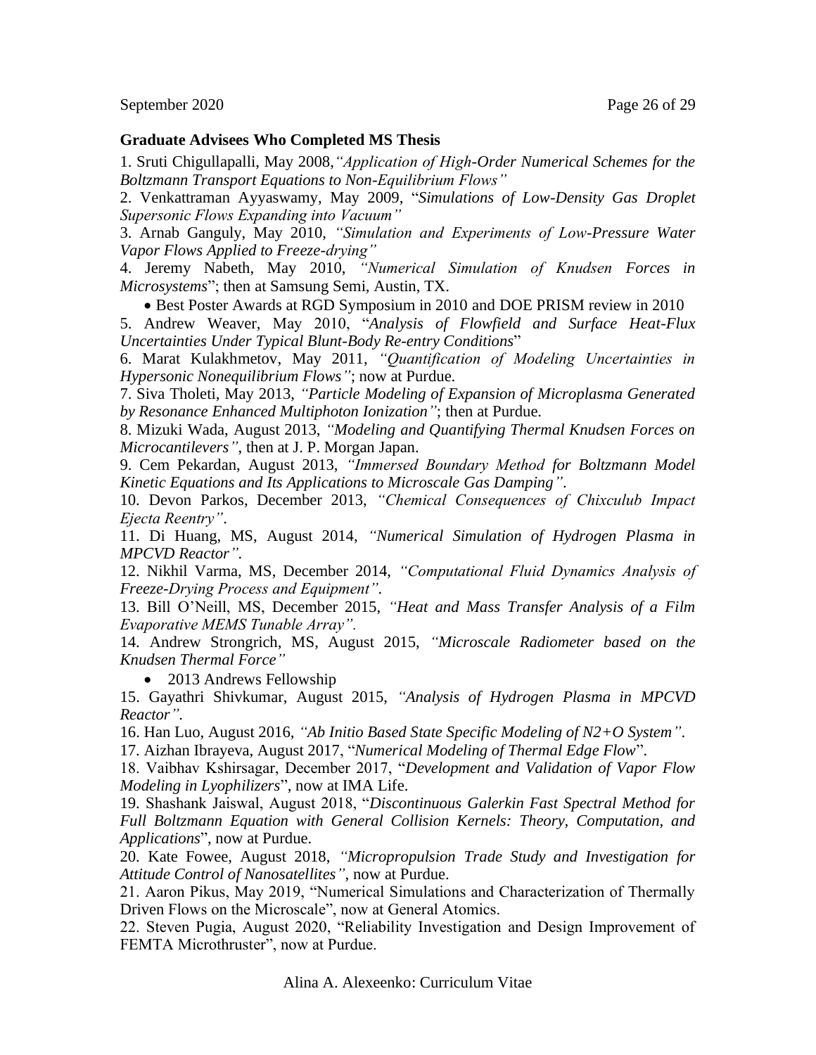**Graduate Advisees Who Completed MS Thesis**

1. Sruti Chigullapalli, May 2008,*"Application of High-Order Numerical Schemes for the Boltzmann Transport Equations to Non-Equilibrium Flows"*

2. Venkattraman Ayyaswamy, May 2009, "*Simulations of Low-Density Gas Droplet Supersonic Flows Expanding into Vacuum"*

3. Arnab Ganguly, May 2010, *"Simulation and Experiments of Low-Pressure Water Vapor Flows Applied to Freeze-drying"*

4. Jeremy Nabeth, May 2010, *"Numerical Simulation of Knudsen Forces in Microsystems*"; then at Samsung Semi, Austin, TX.

- Best Poster Awards at RGD Symposium in 2010 and DOE PRISM review in 2010

5. Andrew Weaver, May 2010, "*Analysis of Flowfield and Surface Heat-Flux Uncertainties Under Typical Blunt-Body Re-entry Conditions*"

6. Marat Kulakhmetov, May 2011, *"Quantification of Modeling Uncertainties in Hypersonic Nonequilibrium Flows"*; now at Purdue.

7. Siva Tholeti, May 2013, *"Particle Modeling of Expansion of Microplasma Generated by Resonance Enhanced Multiphoton Ionization"*; then at Purdue.

8. Mizuki Wada, August 2013, *"Modeling and Quantifying Thermal Knudsen Forces on Microcantilevers"*, then at J. P. Morgan Japan.

9. Cem Pekardan, August 2013, *"Immersed Boundary Method for Boltzmann Model Kinetic Equations and Its Applications to Microscale Gas Damping"*.

10. Devon Parkos, December 2013, *"Chemical Consequences of Chixculub Impact Ejecta Reentry"*.

11. Di Huang, MS, August 2014, *"Numerical Simulation of Hydrogen Plasma in MPCVD Reactor"*.

12. Nikhil Varma, MS, December 2014, *"Computational Fluid Dynamics Analysis of Freeze-Drying Process and Equipment"*.

13. Bill O'Neill, MS, December 2015, *"Heat and Mass Transfer Analysis of a Film Evaporative MEMS Tunable Array"*.

14. Andrew Strongrich, MS, August 2015, *"Microscale Radiometer based on the Knudsen Thermal Force"*

- 2013 Andrews Fellowship

15. Gayathri Shivkumar, August 2015, *"Analysis of Hydrogen Plasma in MPCVD Reactor"*.

16. Han Luo, August 2016, *"Ab Initio Based State Specific Modeling of N2+O System"*.

17. Aizhan Ibrayeva, August 2017, "*Numerical Modeling of Thermal Edge Flow*".

18. Vaibhav Kshirsagar, December 2017, "*Development and Validation of Vapor Flow Modeling in Lyophilizers*", now at IMA Life.

19. Shashank Jaiswal, August 2018, "*Discontinuous Galerkin Fast Spectral Method for Full Boltzmann Equation with General Collision Kernels: Theory, Computation, and Applications*", now at Purdue.

20. Kate Fowee, August 2018, *"Micropropulsion Trade Study and Investigation for Attitude Control of Nanosatellites"*, now at Purdue.

21. Aaron Pikus, May 2019, "Numerical Simulations and Characterization of Thermally Driven Flows on the Microscale", now at General Atomics.

22. Steven Pugia, August 2020, "Reliability Investigation and Design Improvement of FEMTA Microthruster", now at Purdue.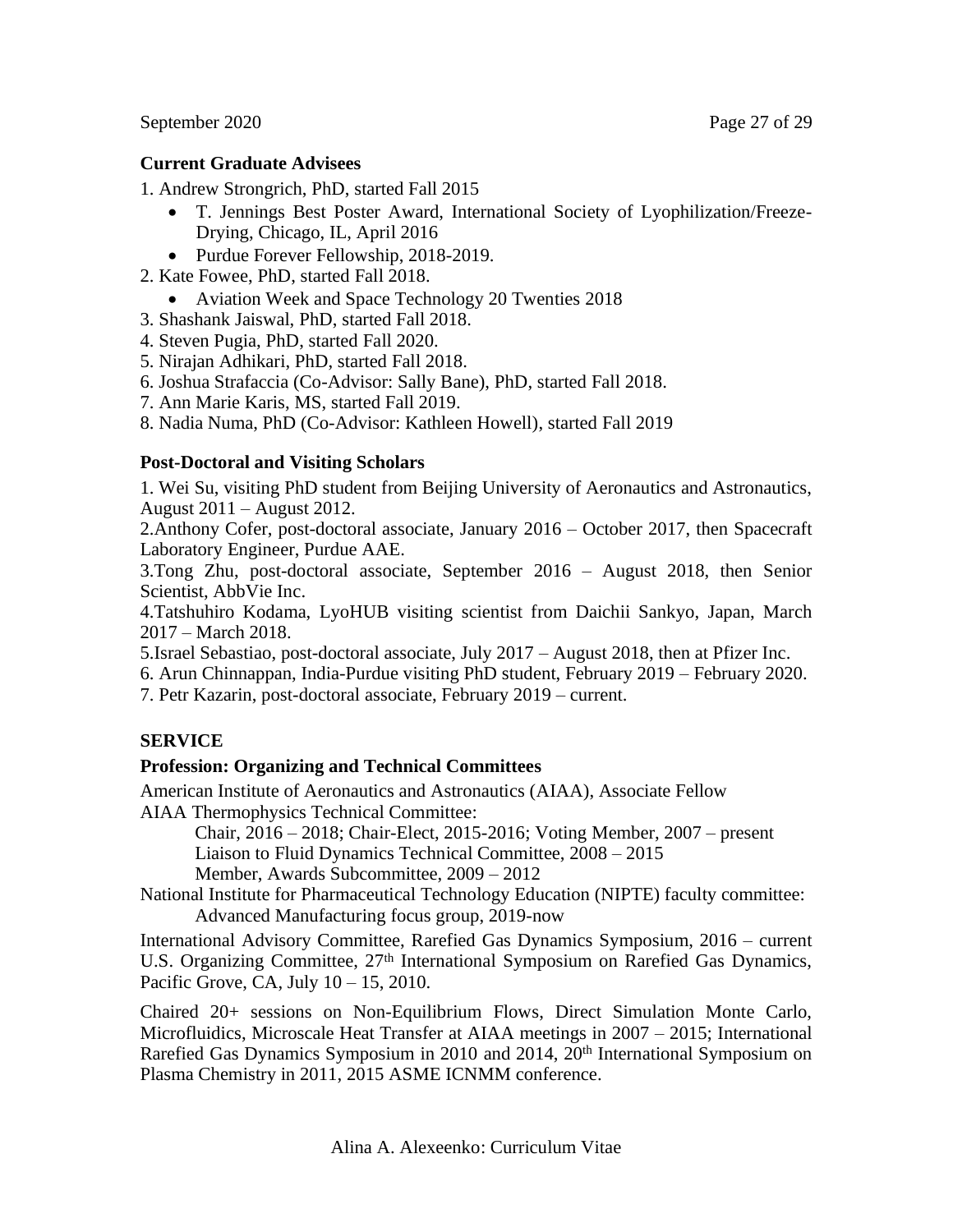**Current Graduate Advisees**

1. Andrew Strongrich, PhD, started Fall 2015
   - T. Jennings Best Poster Award, International Society of Lyophilization/Freeze-Drying, Chicago, IL, April 2016
   - Purdue Forever Fellowship, 2018-2019.
2. Kate Fowee, PhD, started Fall 2018.
   - Aviation Week and Space Technology 20 Twenties 2018
3. Shashank Jaiswal, PhD, started Fall 2018.
4. Steven Pugia, PhD, started Fall 2020.
5. Nirajan Adhikari, PhD, started Fall 2018.
6. Joshua Strafaccia (Co-Advisor: Sally Bane), PhD, started Fall 2018.
7. Ann Marie Karis, MS, started Fall 2019.
8. Nadia Numa, PhD (Co-Advisor: Kathleen Howell), started Fall 2019

**Post-Doctoral and Visiting Scholars**

1. Wei Su, visiting PhD student from Beijing University of Aeronautics and Astronautics, August 2011 – August 2012.
2. Anthony Cofer, post-doctoral associate, January 2016 – October 2017, then Spacecraft Laboratory Engineer, Purdue AAE.
3. Tong Zhu, post-doctoral associate, September 2016 – August 2018, then Senior Scientist, AbbVie Inc.
4. Tatshuhiro Kodama, LyoHUB visiting scientist from Daichii Sankyo, Japan, March 2017 – March 2018.
5. Israel Sebastiao, post-doctoral associate, July 2017 – August 2018, then at Pfizer Inc.
6. Arun Chinnappan, India-Purdue visiting PhD student, February 2019 – February 2020.
7. Petr Kazarin, post-doctoral associate, February 2019 – current.

**SERVICE**

**Profession: Organizing and Technical Committees**

American Institute of Aeronautics and Astronautics (AIAA), Associate Fellow
AIAA Thermophysics Technical Committee:
    Chair, 2016 – 2018; Chair-Elect, 2015-2016; Voting Member, 2007 – present
    Liaison to Fluid Dynamics Technical Committee, 2008 – 2015
    Member, Awards Subcommittee, 2009 – 2012
National Institute for Pharmaceutical Technology Education (NIPTE) faculty committee:
    Advanced Manufacturing focus group, 2019-now

International Advisory Committee, Rarefied Gas Dynamics Symposium, 2016 – current
U.S. Organizing Committee, 27th International Symposium on Rarefied Gas Dynamics, Pacific Grove, CA, July 10 – 15, 2010.

Chaired 20+ sessions on Non-Equilibrium Flows, Direct Simulation Monte Carlo, Microfluidics, Microscale Heat Transfer at AIAA meetings in 2007 – 2015; International Rarefied Gas Dynamics Symposium in 2010 and 2014, 20th International Symposium on Plasma Chemistry in 2011, 2015 ASME ICNMM conference.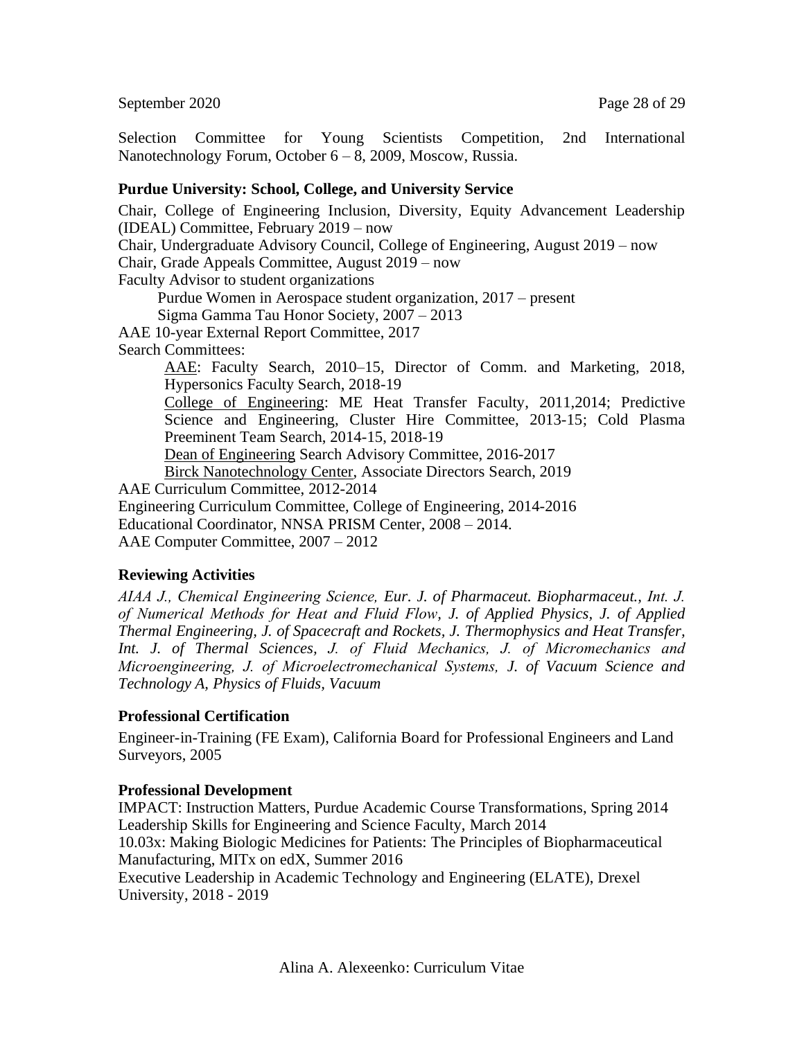Selection Committee for Young Scientists Competition, 2nd International Nanotechnology Forum, October 6 – 8, 2009, Moscow, Russia.

**Purdue University: School, College, and University Service**

Chair, College of Engineering Inclusion, Diversity, Equity Advancement Leadership (IDEAL) Committee, February 2019 – now
Chair, Undergraduate Advisory Council, College of Engineering, August 2019 – now
Chair, Grade Appeals Committee, August 2019 – now
Faculty Advisor to student organizations

- Purdue Women in Aerospace student organization, 2017 – present
- Sigma Gamma Tau Honor Society, 2007 – 2013

AAE 10-year External Report Committee, 2017
Search Committees:

- AAE: Faculty Search, 2010–15, Director of Comm. and Marketing, 2018, Hypersonics Faculty Search, 2018-19
- College of Engineering: ME Heat Transfer Faculty, 2011,2014; Predictive Science and Engineering, Cluster Hire Committee, 2013-15; Cold Plasma Preeminent Team Search, 2014-15, 2018-19
- Dean of Engineering Search Advisory Committee, 2016-2017
- Birck Nanotechnology Center, Associate Directors Search, 2019

AAE Curriculum Committee, 2012-2014
Engineering Curriculum Committee, College of Engineering, 2014-2016
Educational Coordinator, NNSA PRISM Center, 2008 – 2014.
AAE Computer Committee, 2007 – 2012

**Reviewing Activities**

*AIAA J., Chemical Engineering Science, Eur. J. of Pharmaceut. Biopharmaceut., Int. J. of Numerical Methods for Heat and Fluid Flow, J. of Applied Physics, J. of Applied Thermal Engineering, J. of Spacecraft and Rockets, J. Thermophysics and Heat Transfer, Int. J. of Thermal Sciences, J. of Fluid Mechanics, J. of Micromechanics and Microengineering, J. of Microelectromechanical Systems, J. of Vacuum Science and Technology A, Physics of Fluids, Vacuum*

**Professional Certification**

Engineer-in-Training (FE Exam), California Board for Professional Engineers and Land Surveyors, 2005

**Professional Development**

IMPACT: Instruction Matters, Purdue Academic Course Transformations, Spring 2014
Leadership Skills for Engineering and Science Faculty, March 2014
10.03x: Making Biologic Medicines for Patients: The Principles of Biopharmaceutical Manufacturing, MITx on edX, Summer 2016
Executive Leadership in Academic Technology and Engineering (ELATE), Drexel University, 2018 - 2019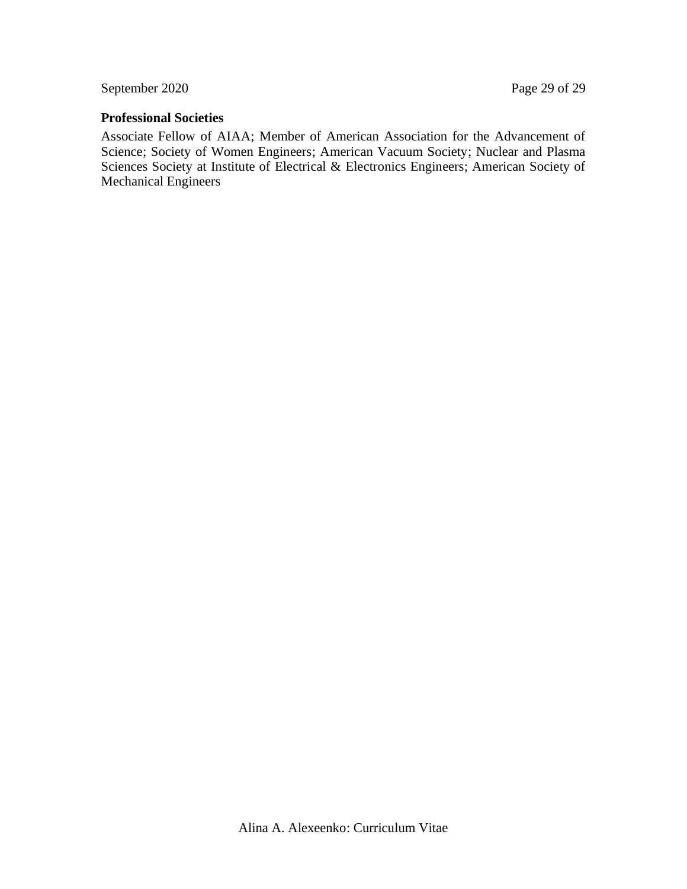**Professional Societies**

Associate Fellow of AIAA; Member of American Association for the Advancement of Science; Society of Women Engineers; American Vacuum Society; Nuclear and Plasma Sciences Society at Institute of Electrical & Electronics Engineers; American Society of Mechanical Engineers